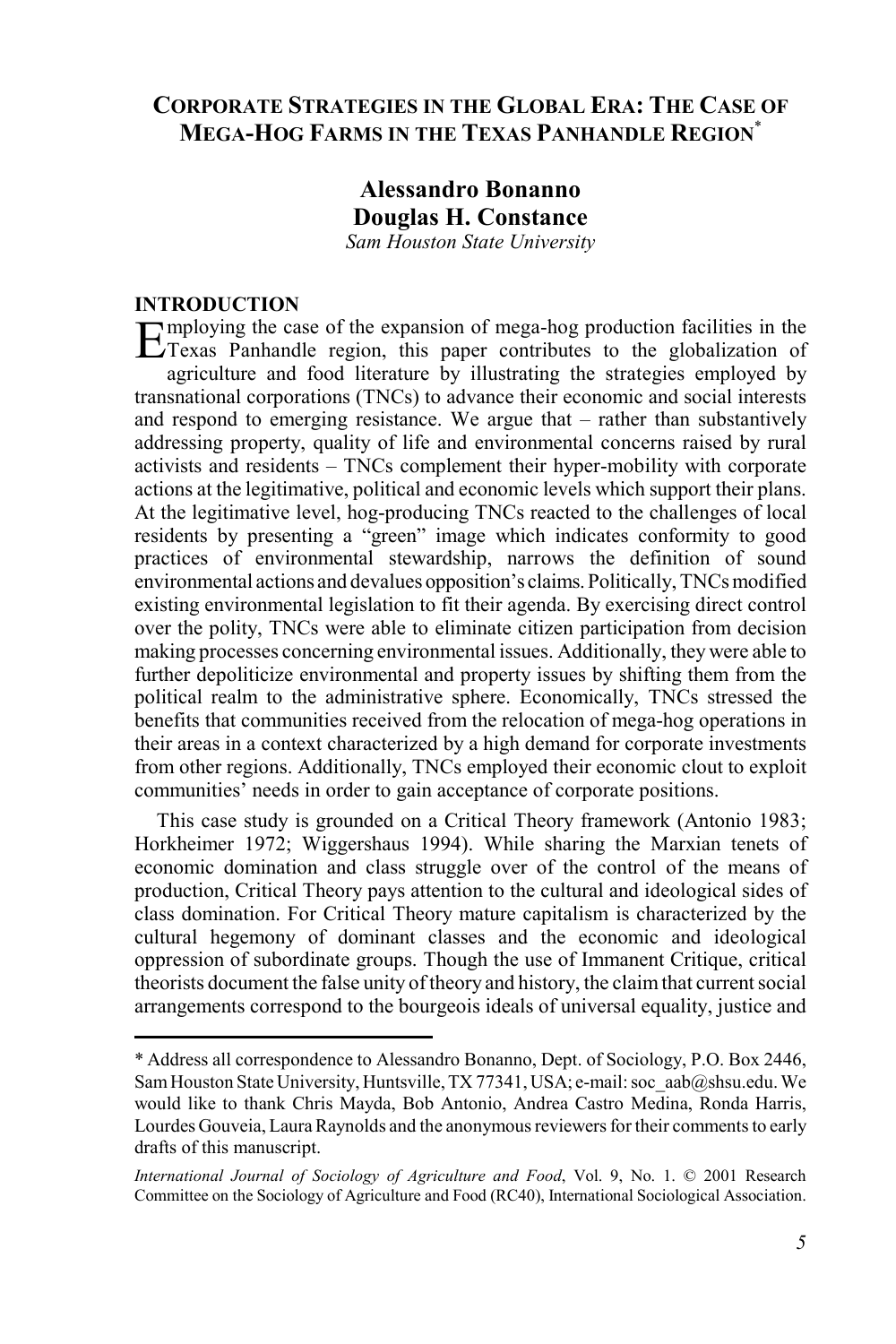# Corporate Strategies in the Global Era: The Case of Mega-Hog Farms in the Texas Panhandle Region*

**Alessandro Bonanno**
**Douglas H. Constance**
*Sam Houston State University*

## INTRODUCTION

Employing the case of the expansion of mega-hog production facilities in the Texas Panhandle region, this paper contributes to the globalization of agriculture and food literature by illustrating the strategies employed by transnational corporations (TNCs) to advance their economic and social interests and respond to emerging resistance. We argue that – rather than substantively addressing property, quality of life and environmental concerns raised by rural activists and residents – TNCs complement their hyper-mobility with corporate actions at the legitimative, political and economic levels which support their plans. At the legitimative level, hog-producing TNCs reacted to the challenges of local residents by presenting a "green" image which indicates conformity to good practices of environmental stewardship, narrows the definition of sound environmental actions and devalues opposition's claims. Politically, TNCs modified existing environmental legislation to fit their agenda. By exercising direct control over the polity, TNCs were able to eliminate citizen participation from decision making processes concerning environmental issues. Additionally, they were able to further depoliticize environmental and property issues by shifting them from the political realm to the administrative sphere. Economically, TNCs stressed the benefits that communities received from the relocation of mega-hog operations in their areas in a context characterized by a high demand for corporate investments from other regions. Additionally, TNCs employed their economic clout to exploit communities' needs in order to gain acceptance of corporate positions.

This case study is grounded on a Critical Theory framework (Antonio 1983; Horkheimer 1972; Wiggershaus 1994). While sharing the Marxian tenets of economic domination and class struggle over of the control of the means of production, Critical Theory pays attention to the cultural and ideological sides of class domination. For Critical Theory mature capitalism is characterized by the cultural hegemony of dominant classes and the economic and ideological oppression of subordinate groups. Though the use of Immanent Critique, critical theorists document the false unity of theory and history, the claim that current social arrangements correspond to the bourgeois ideals of universal equality, justice and

---

\* Address all correspondence to Alessandro Bonanno, Dept. of Sociology, P.O. Box 2446, Sam Houston State University, Huntsville, TX 77341, USA; e-mail: soc_aab@shsu.edu. We would like to thank Chris Mayda, Bob Antonio, Andrea Castro Medina, Ronda Harris, Lourdes Gouveia, Laura Raynolds and the anonymous reviewers for their comments to early drafts of this manuscript.

*International Journal of Sociology of Agriculture and Food*, Vol. 9, No. 1. © 2001 Research Committee on the Sociology of Agriculture and Food (RC40), International Sociological Association.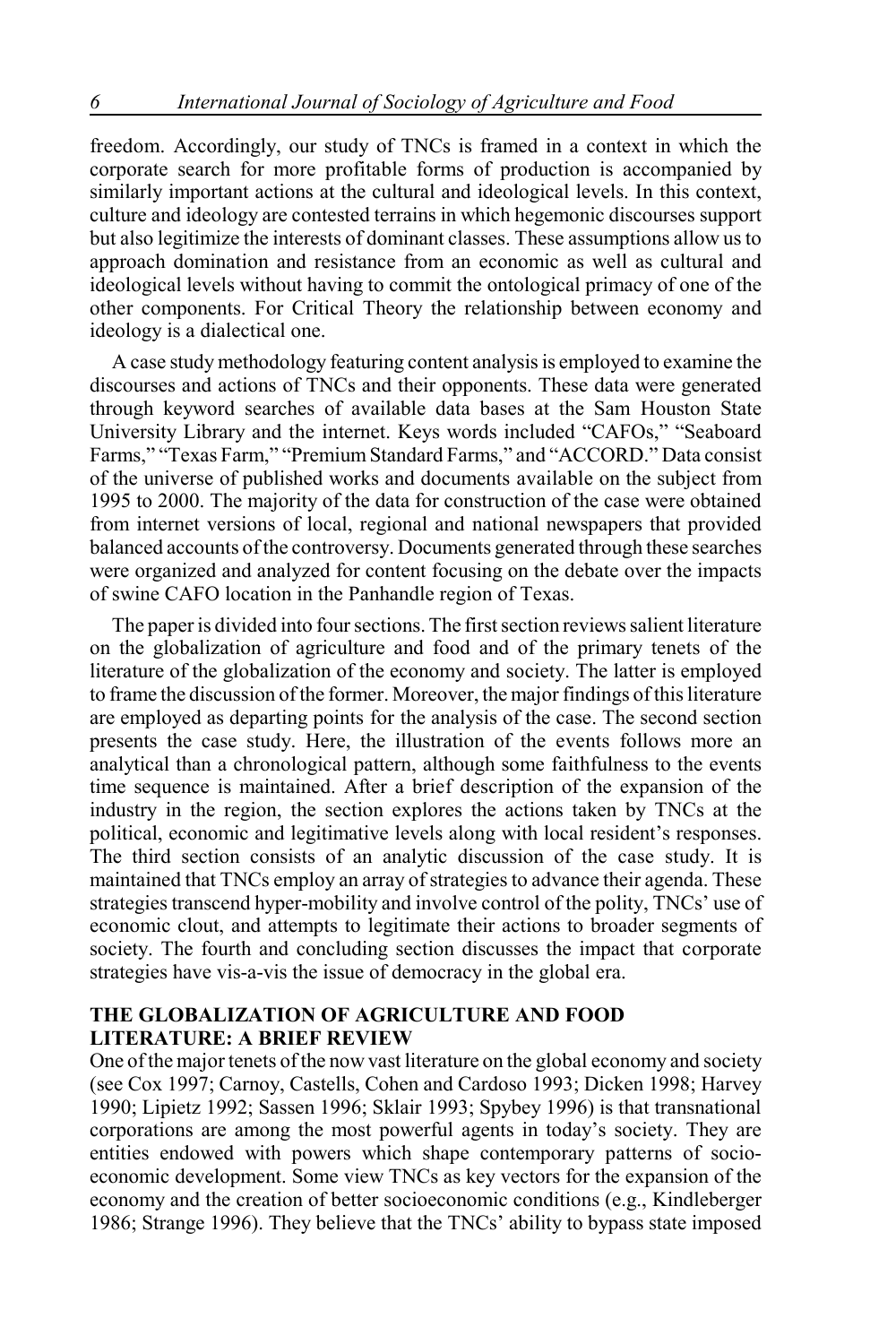freedom. Accordingly, our study of TNCs is framed in a context in which the corporate search for more profitable forms of production is accompanied by similarly important actions at the cultural and ideological levels. In this context, culture and ideology are contested terrains in which hegemonic discourses support but also legitimize the interests of dominant classes. These assumptions allow us to approach domination and resistance from an economic as well as cultural and ideological levels without having to commit the ontological primacy of one of the other components. For Critical Theory the relationship between economy and ideology is a dialectical one.

A case study methodology featuring content analysis is employed to examine the discourses and actions of TNCs and their opponents. These data were generated through keyword searches of available data bases at the Sam Houston State University Library and the internet. Keys words included "CAFOs," "Seaboard Farms," "Texas Farm," "Premium Standard Farms," and "ACCORD." Data consist of the universe of published works and documents available on the subject from 1995 to 2000. The majority of the data for construction of the case were obtained from internet versions of local, regional and national newspapers that provided balanced accounts of the controversy. Documents generated through these searches were organized and analyzed for content focusing on the debate over the impacts of swine CAFO location in the Panhandle region of Texas.

The paper is divided into four sections. The first section reviews salient literature on the globalization of agriculture and food and of the primary tenets of the literature of the globalization of the economy and society. The latter is employed to frame the discussion of the former. Moreover, the major findings of this literature are employed as departing points for the analysis of the case. The second section presents the case study. Here, the illustration of the events follows more an analytical than a chronological pattern, although some faithfulness to the events time sequence is maintained. After a brief description of the expansion of the industry in the region, the section explores the actions taken by TNCs at the political, economic and legitimative levels along with local resident's responses. The third section consists of an analytic discussion of the case study. It is maintained that TNCs employ an array of strategies to advance their agenda. These strategies transcend hyper-mobility and involve control of the polity, TNCs' use of economic clout, and attempts to legitimate their actions to broader segments of society. The fourth and concluding section discusses the impact that corporate strategies have vis-a-vis the issue of democracy in the global era.

## THE GLOBALIZATION OF AGRICULTURE AND FOOD LITERATURE: A BRIEF REVIEW

One of the major tenets of the now vast literature on the global economy and society (see Cox 1997; Carnoy, Castells, Cohen and Cardoso 1993; Dicken 1998; Harvey 1990; Lipietz 1992; Sassen 1996; Sklair 1993; Spybey 1996) is that transnational corporations are among the most powerful agents in today's society. They are entities endowed with powers which shape contemporary patterns of socio-economic development. Some view TNCs as key vectors for the expansion of the economy and the creation of better socioeconomic conditions (e.g., Kindleberger 1986; Strange 1996). They believe that the TNCs' ability to bypass state imposed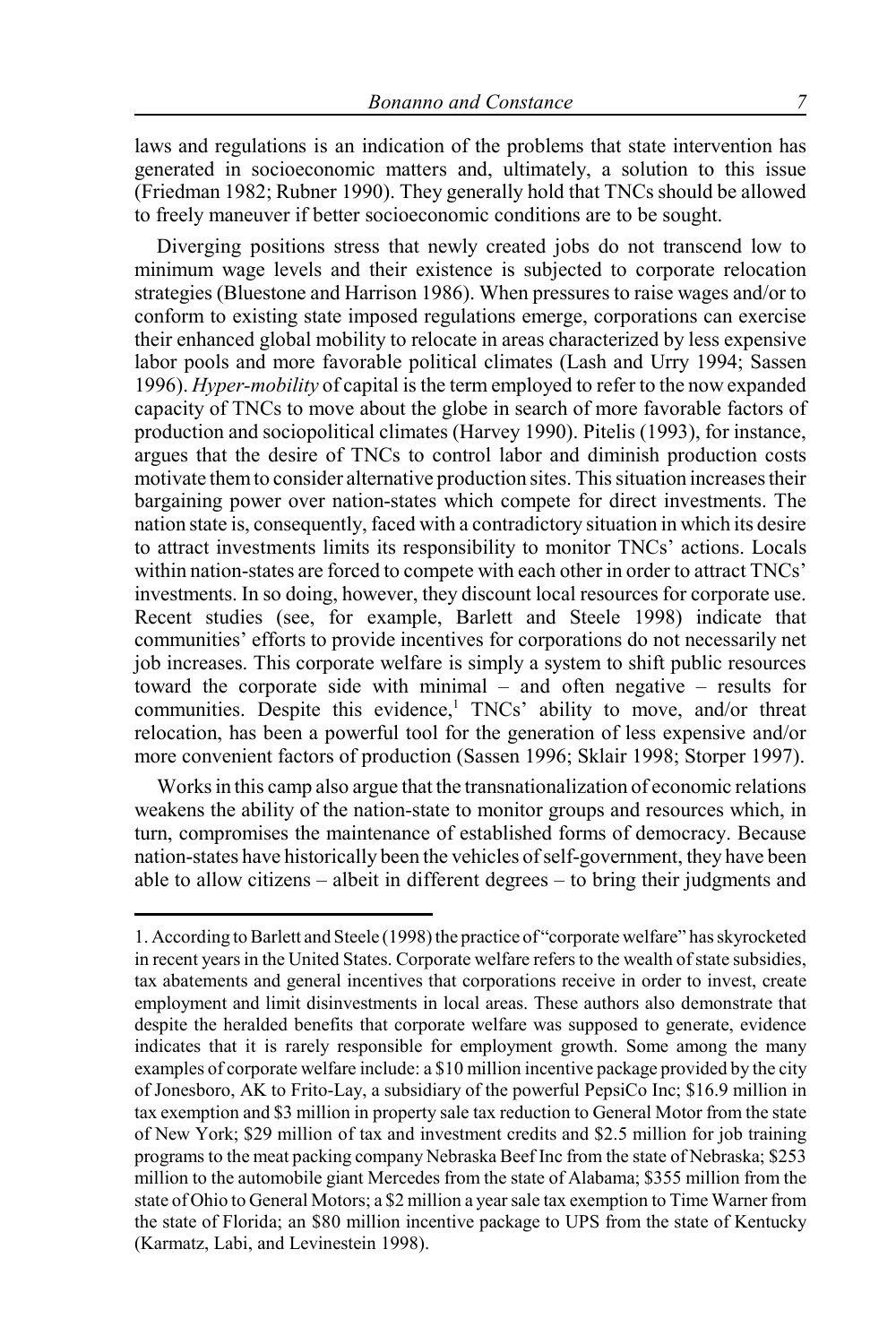laws and regulations is an indication of the problems that state intervention has generated in socioeconomic matters and, ultimately, a solution to this issue (Friedman 1982; Rubner 1990). They generally hold that TNCs should be allowed to freely maneuver if better socioeconomic conditions are to be sought.

Diverging positions stress that newly created jobs do not transcend low to minimum wage levels and their existence is subjected to corporate relocation strategies (Bluestone and Harrison 1986). When pressures to raise wages and/or to conform to existing state imposed regulations emerge, corporations can exercise their enhanced global mobility to relocate in areas characterized by less expensive labor pools and more favorable political climates (Lash and Urry 1994; Sassen 1996). *Hyper-mobility* of capital is the term employed to refer to the now expanded capacity of TNCs to move about the globe in search of more favorable factors of production and sociopolitical climates (Harvey 1990). Pitelis (1993), for instance, argues that the desire of TNCs to control labor and diminish production costs motivate them to consider alternative production sites. This situation increases their bargaining power over nation-states which compete for direct investments. The nation state is, consequently, faced with a contradictory situation in which its desire to attract investments limits its responsibility to monitor TNCs' actions. Locals within nation-states are forced to compete with each other in order to attract TNCs' investments. In so doing, however, they discount local resources for corporate use. Recent studies (see, for example, Barlett and Steele 1998) indicate that communities' efforts to provide incentives for corporations do not necessarily net job increases. This corporate welfare is simply a system to shift public resources toward the corporate side with minimal – and often negative – results for communities. Despite this evidence,[1] TNCs' ability to move, and/or threat relocation, has been a powerful tool for the generation of less expensive and/or more convenient factors of production (Sassen 1996; Sklair 1998; Storper 1997).

Works in this camp also argue that the transnationalization of economic relations weakens the ability of the nation-state to monitor groups and resources which, in turn, compromises the maintenance of established forms of democracy. Because nation-states have historically been the vehicles of self-government, they have been able to allow citizens – albeit in different degrees – to bring their judgments and

---

1. According to Barlett and Steele (1998) the practice of "corporate welfare" has skyrocketed in recent years in the United States. Corporate welfare refers to the wealth of state subsidies, tax abatements and general incentives that corporations receive in order to invest, create employment and limit disinvestments in local areas. These authors also demonstrate that despite the heralded benefits that corporate welfare was supposed to generate, evidence indicates that it is rarely responsible for employment growth. Some among the many examples of corporate welfare include: a $10 million incentive package provided by the city of Jonesboro, AK to Frito-Lay, a subsidiary of the powerful PepsiCo Inc; $16.9 million in tax exemption and $3 million in property sale tax reduction to General Motor from the state of New York; $29 million of tax and investment credits and $2.5 million for job training programs to the meat packing company Nebraska Beef Inc from the state of Nebraska; $253 million to the automobile giant Mercedes from the state of Alabama; $355 million from the state of Ohio to General Motors; a $2 million a year sale tax exemption to Time Warner from the state of Florida; an $80 million incentive package to UPS from the state of Kentucky (Karmatz, Labi, and Levinestein 1998).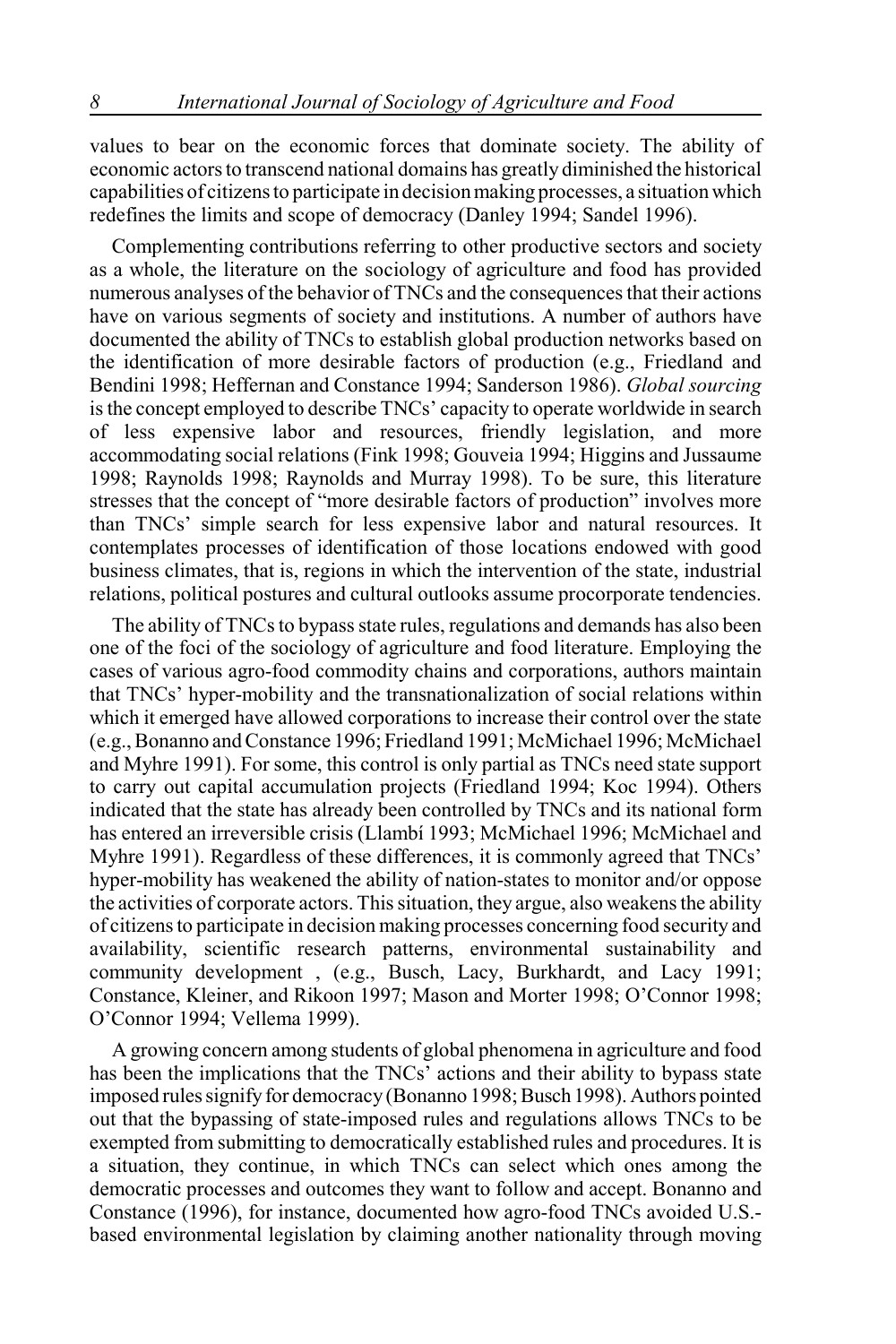values to bear on the economic forces that dominate society. The ability of economic actors to transcend national domains has greatly diminished the historical capabilities of citizens to participate in decision making processes, a situation which redefines the limits and scope of democracy (Danley 1994; Sandel 1996).

Complementing contributions referring to other productive sectors and society as a whole, the literature on the sociology of agriculture and food has provided numerous analyses of the behavior of TNCs and the consequences that their actions have on various segments of society and institutions. A number of authors have documented the ability of TNCs to establish global production networks based on the identification of more desirable factors of production (e.g., Friedland and Bendini 1998; Heffernan and Constance 1994; Sanderson 1986). *Global sourcing* is the concept employed to describe TNCs' capacity to operate worldwide in search of less expensive labor and resources, friendly legislation, and more accommodating social relations (Fink 1998; Gouveia 1994; Higgins and Jussaume 1998; Raynolds 1998; Raynolds and Murray 1998). To be sure, this literature stresses that the concept of "more desirable factors of production" involves more than TNCs' simple search for less expensive labor and natural resources. It contemplates processes of identification of those locations endowed with good business climates, that is, regions in which the intervention of the state, industrial relations, political postures and cultural outlooks assume procorporate tendencies.

The ability of TNCs to bypass state rules, regulations and demands has also been one of the foci of the sociology of agriculture and food literature. Employing the cases of various agro-food commodity chains and corporations, authors maintain that TNCs' hyper-mobility and the transnationalization of social relations within which it emerged have allowed corporations to increase their control over the state (e.g., Bonanno and Constance 1996; Friedland 1991; McMichael 1996; McMichael and Myhre 1991). For some, this control is only partial as TNCs need state support to carry out capital accumulation projects (Friedland 1994; Koc 1994). Others indicated that the state has already been controlled by TNCs and its national form has entered an irreversible crisis (Llambí 1993; McMichael 1996; McMichael and Myhre 1991). Regardless of these differences, it is commonly agreed that TNCs' hyper-mobility has weakened the ability of nation-states to monitor and/or oppose the activities of corporate actors. This situation, they argue, also weakens the ability of citizens to participate in decision making processes concerning food security and availability, scientific research patterns, environmental sustainability and community development , (e.g., Busch, Lacy, Burkhardt, and Lacy 1991; Constance, Kleiner, and Rikoon 1997; Mason and Morter 1998; O'Connor 1998; O'Connor 1994; Vellema 1999).

A growing concern among students of global phenomena in agriculture and food has been the implications that the TNCs' actions and their ability to bypass state imposed rules signify for democracy (Bonanno 1998; Busch 1998). Authors pointed out that the bypassing of state-imposed rules and regulations allows TNCs to be exempted from submitting to democratically established rules and procedures. It is a situation, they continue, in which TNCs can select which ones among the democratic processes and outcomes they want to follow and accept. Bonanno and Constance (1996), for instance, documented how agro-food TNCs avoided U.S.-based environmental legislation by claiming another nationality through moving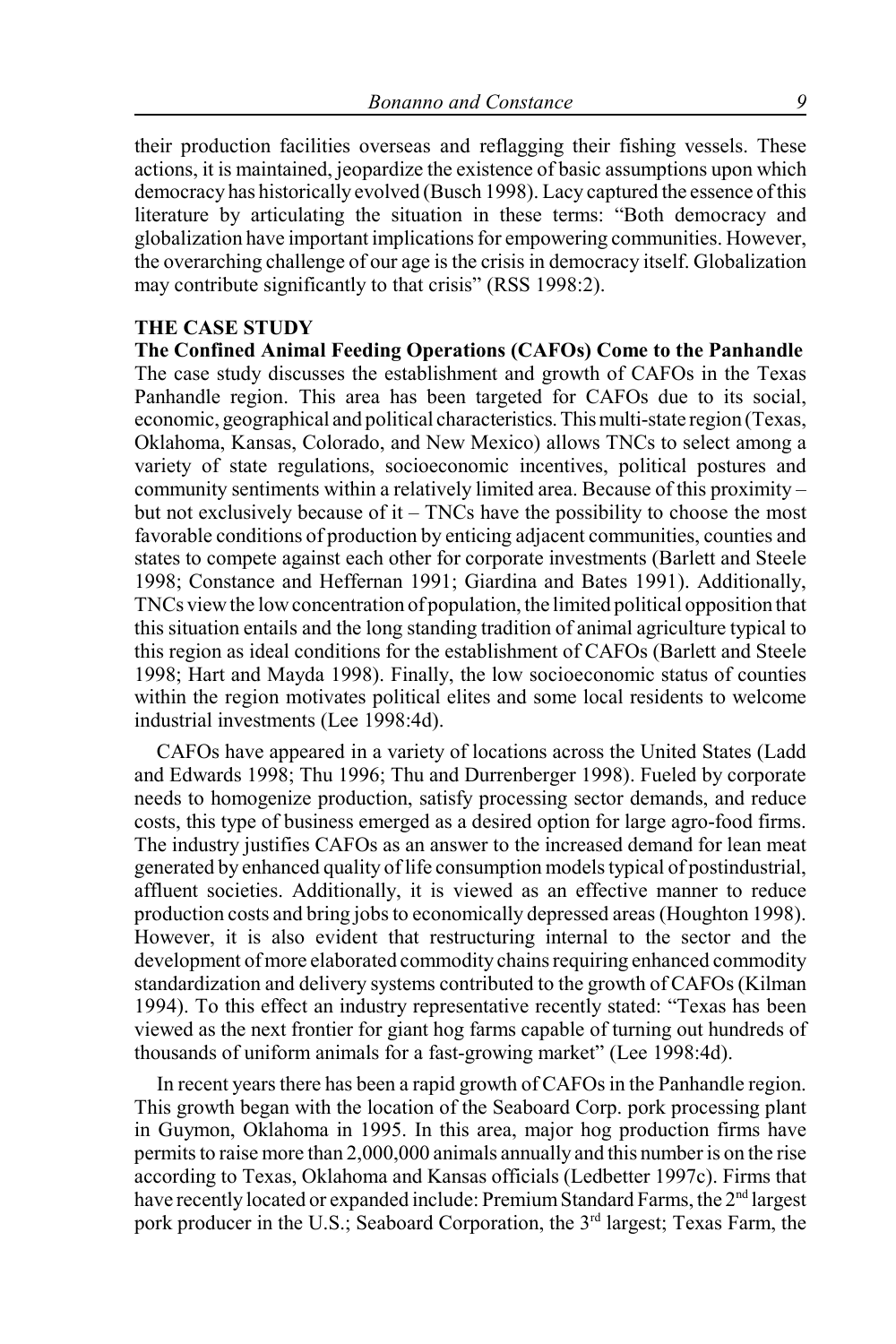their production facilities overseas and reflagging their fishing vessels. These actions, it is maintained, jeopardize the existence of basic assumptions upon which democracy has historically evolved (Busch 1998). Lacy captured the essence of this literature by articulating the situation in these terms: "Both democracy and globalization have important implications for empowering communities. However, the overarching challenge of our age is the crisis in democracy itself. Globalization may contribute significantly to that crisis" (RSS 1998:2).

## THE CASE STUDY

### The Confined Animal Feeding Operations (CAFOs) Come to the Panhandle

The case study discusses the establishment and growth of CAFOs in the Texas Panhandle region. This area has been targeted for CAFOs due to its social, economic, geographical and political characteristics. This multi-state region (Texas, Oklahoma, Kansas, Colorado, and New Mexico) allows TNCs to select among a variety of state regulations, socioeconomic incentives, political postures and community sentiments within a relatively limited area. Because of this proximity – but not exclusively because of it – TNCs have the possibility to choose the most favorable conditions of production by enticing adjacent communities, counties and states to compete against each other for corporate investments (Barlett and Steele 1998; Constance and Heffernan 1991; Giardina and Bates 1991). Additionally, TNCs view the low concentration of population, the limited political opposition that this situation entails and the long standing tradition of animal agriculture typical to this region as ideal conditions for the establishment of CAFOs (Barlett and Steele 1998; Hart and Mayda 1998). Finally, the low socioeconomic status of counties within the region motivates political elites and some local residents to welcome industrial investments (Lee 1998:4d).

CAFOs have appeared in a variety of locations across the United States (Ladd and Edwards 1998; Thu 1996; Thu and Durrenberger 1998). Fueled by corporate needs to homogenize production, satisfy processing sector demands, and reduce costs, this type of business emerged as a desired option for large agro-food firms. The industry justifies CAFOs as an answer to the increased demand for lean meat generated by enhanced quality of life consumption models typical of postindustrial, affluent societies. Additionally, it is viewed as an effective manner to reduce production costs and bring jobs to economically depressed areas (Houghton 1998). However, it is also evident that restructuring internal to the sector and the development of more elaborated commodity chains requiring enhanced commodity standardization and delivery systems contributed to the growth of CAFOs (Kilman 1994). To this effect an industry representative recently stated: "Texas has been viewed as the next frontier for giant hog farms capable of turning out hundreds of thousands of uniform animals for a fast-growing market" (Lee 1998:4d).

In recent years there has been a rapid growth of CAFOs in the Panhandle region. This growth began with the location of the Seaboard Corp. pork processing plant in Guymon, Oklahoma in 1995. In this area, major hog production firms have permits to raise more than 2,000,000 animals annually and this number is on the rise according to Texas, Oklahoma and Kansas officials (Ledbetter 1997c). Firms that have recently located or expanded include: Premium Standard Farms, the 2nd largest pork producer in the U.S.; Seaboard Corporation, the 3rd largest; Texas Farm, the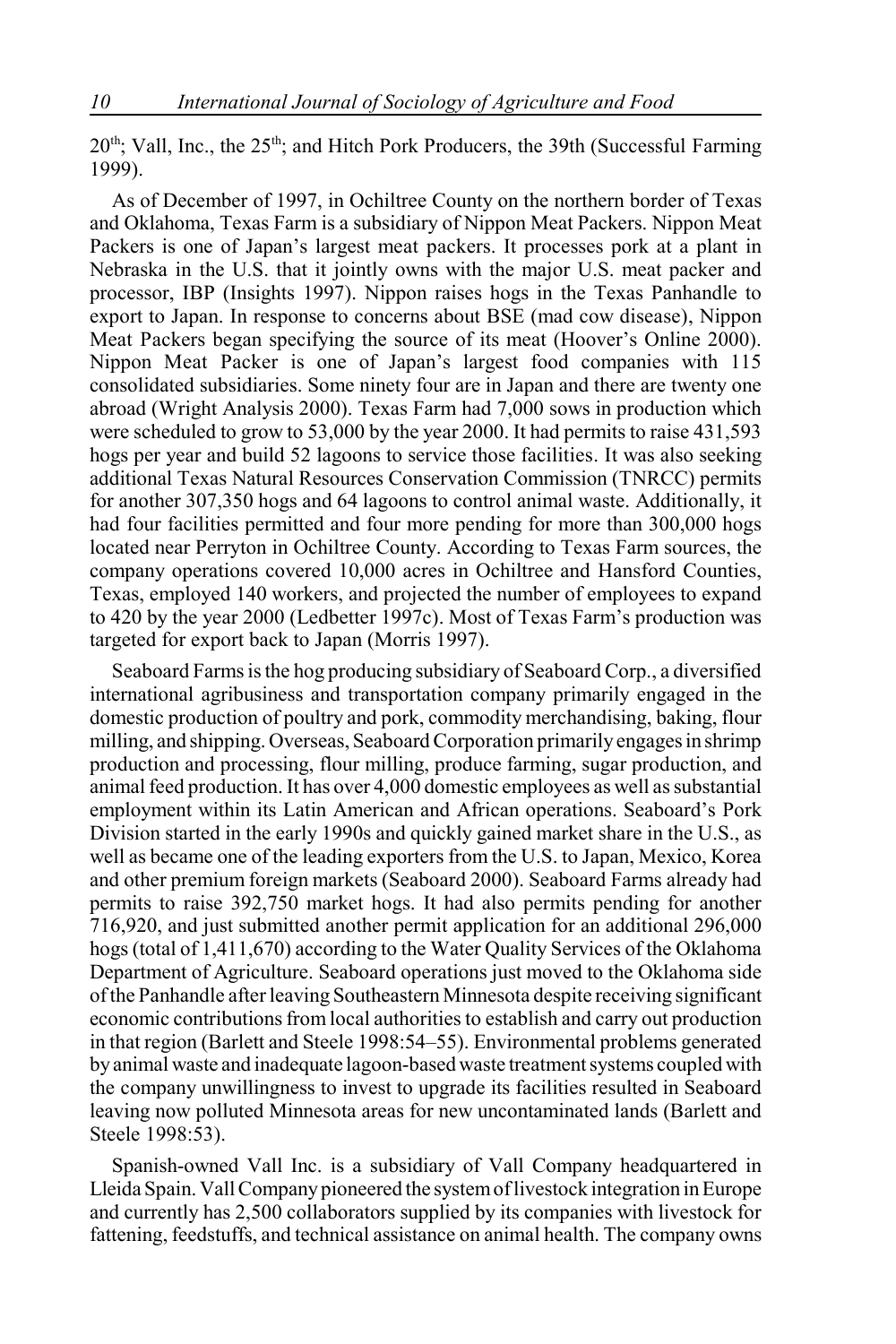20th; Vall, Inc., the 25th; and Hitch Pork Producers, the 39th (Successful Farming 1999).

As of December of 1997, in Ochiltree County on the northern border of Texas and Oklahoma, Texas Farm is a subsidiary of Nippon Meat Packers. Nippon Meat Packers is one of Japan's largest meat packers. It processes pork at a plant in Nebraska in the U.S. that it jointly owns with the major U.S. meat packer and processor, IBP (Insights 1997). Nippon raises hogs in the Texas Panhandle to export to Japan. In response to concerns about BSE (mad cow disease), Nippon Meat Packers began specifying the source of its meat (Hoover's Online 2000). Nippon Meat Packer is one of Japan's largest food companies with 115 consolidated subsidiaries. Some ninety four are in Japan and there are twenty one abroad (Wright Analysis 2000). Texas Farm had 7,000 sows in production which were scheduled to grow to 53,000 by the year 2000. It had permits to raise 431,593 hogs per year and build 52 lagoons to service those facilities. It was also seeking additional Texas Natural Resources Conservation Commission (TNRCC) permits for another 307,350 hogs and 64 lagoons to control animal waste. Additionally, it had four facilities permitted and four more pending for more than 300,000 hogs located near Perryton in Ochiltree County. According to Texas Farm sources, the company operations covered 10,000 acres in Ochiltree and Hansford Counties, Texas, employed 140 workers, and projected the number of employees to expand to 420 by the year 2000 (Ledbetter 1997c). Most of Texas Farm's production was targeted for export back to Japan (Morris 1997).

Seaboard Farms is the hog producing subsidiary of Seaboard Corp., a diversified international agribusiness and transportation company primarily engaged in the domestic production of poultry and pork, commodity merchandising, baking, flour milling, and shipping. Overseas, Seaboard Corporation primarily engages in shrimp production and processing, flour milling, produce farming, sugar production, and animal feed production. It has over 4,000 domestic employees as well as substantial employment within its Latin American and African operations. Seaboard's Pork Division started in the early 1990s and quickly gained market share in the U.S., as well as became one of the leading exporters from the U.S. to Japan, Mexico, Korea and other premium foreign markets (Seaboard 2000). Seaboard Farms already had permits to raise 392,750 market hogs. It had also permits pending for another 716,920, and just submitted another permit application for an additional 296,000 hogs (total of 1,411,670) according to the Water Quality Services of the Oklahoma Department of Agriculture. Seaboard operations just moved to the Oklahoma side of the Panhandle after leaving Southeastern Minnesota despite receiving significant economic contributions from local authorities to establish and carry out production in that region (Barlett and Steele 1998:54–55). Environmental problems generated by animal waste and inadequate lagoon-based waste treatment systems coupled with the company unwillingness to invest to upgrade its facilities resulted in Seaboard leaving now polluted Minnesota areas for new uncontaminated lands (Barlett and Steele 1998:53).

Spanish-owned Vall Inc. is a subsidiary of Vall Company headquartered in Lleida Spain. Vall Company pioneered the system of livestock integration in Europe and currently has 2,500 collaborators supplied by its companies with livestock for fattening, feedstuffs, and technical assistance on animal health. The company owns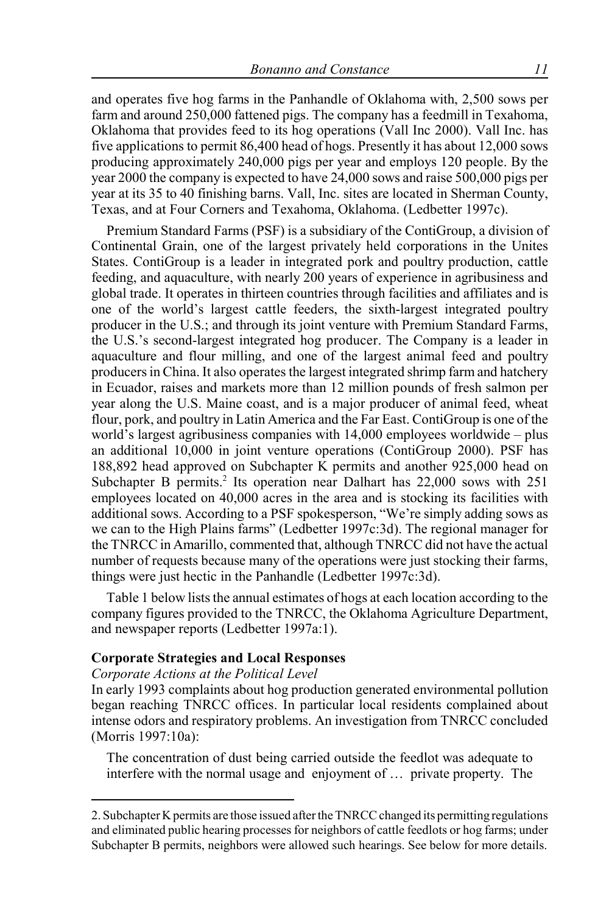and operates five hog farms in the Panhandle of Oklahoma with, 2,500 sows per farm and around 250,000 fattened pigs. The company has a feedmill in Texahoma, Oklahoma that provides feed to its hog operations (Vall Inc 2000). Vall Inc. has five applications to permit 86,400 head of hogs. Presently it has about 12,000 sows producing approximately 240,000 pigs per year and employs 120 people. By the year 2000 the company is expected to have 24,000 sows and raise 500,000 pigs per year at its 35 to 40 finishing barns. Vall, Inc. sites are located in Sherman County, Texas, and at Four Corners and Texahoma, Oklahoma. (Ledbetter 1997c).

Premium Standard Farms (PSF) is a subsidiary of the ContiGroup, a division of Continental Grain, one of the largest privately held corporations in the Unites States. ContiGroup is a leader in integrated pork and poultry production, cattle feeding, and aquaculture, with nearly 200 years of experience in agribusiness and global trade. It operates in thirteen countries through facilities and affiliates and is one of the world's largest cattle feeders, the sixth-largest integrated poultry producer in the U.S.; and through its joint venture with Premium Standard Farms, the U.S.'s second-largest integrated hog producer. The Company is a leader in aquaculture and flour milling, and one of the largest animal feed and poultry producers in China. It also operates the largest integrated shrimp farm and hatchery in Ecuador, raises and markets more than 12 million pounds of fresh salmon per year along the U.S. Maine coast, and is a major producer of animal feed, wheat flour, pork, and poultry in Latin America and the Far East. ContiGroup is one of the world's largest agribusiness companies with 14,000 employees worldwide – plus an additional 10,000 in joint venture operations (ContiGroup 2000). PSF has 188,892 head approved on Subchapter K permits and another 925,000 head on Subchapter B permits.[2] Its operation near Dalhart has 22,000 sows with 251 employees located on 40,000 acres in the area and is stocking its facilities with additional sows. According to a PSF spokesperson, "We're simply adding sows as we can to the High Plains farms" (Ledbetter 1997c:3d). The regional manager for the TNRCC in Amarillo, commented that, although TNRCC did not have the actual number of requests because many of the operations were just stocking their farms, things were just hectic in the Panhandle (Ledbetter 1997c:3d).

Table 1 below lists the annual estimates of hogs at each location according to the company figures provided to the TNRCC, the Oklahoma Agriculture Department, and newspaper reports (Ledbetter 1997a:1).

**Corporate Strategies and Local Responses**

*Corporate Actions at the Political Level*

In early 1993 complaints about hog production generated environmental pollution began reaching TNRCC offices. In particular local residents complained about intense odors and respiratory problems. An investigation from TNRCC concluded (Morris 1997:10a):

> The concentration of dust being carried outside the feedlot was adequate to interfere with the normal usage and enjoyment of … private property. The

2. Subchapter K permits are those issued after the TNRCC changed its permitting regulations and eliminated public hearing processes for neighbors of cattle feedlots or hog farms; under Subchapter B permits, neighbors were allowed such hearings. See below for more details.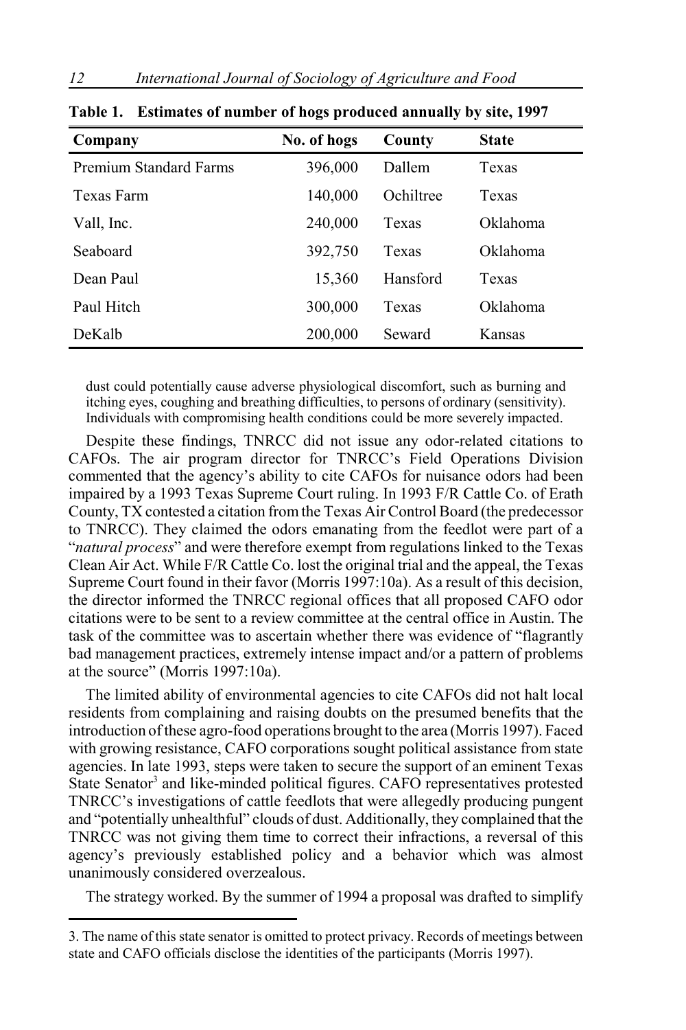**Table 1. Estimates of number of hogs produced annually by site, 1997**

| Company | No. of hogs | County | State |
|---|---|---|---|
| Premium Standard Farms | 396,000 | Dallem | Texas |
| Texas Farm | 140,000 | Ochiltree | Texas |
| Vall, Inc. | 240,000 | Texas | Oklahoma |
| Seaboard | 392,750 | Texas | Oklahoma |
| Dean Paul | 15,360 | Hansford | Texas |
| Paul Hitch | 300,000 | Texas | Oklahoma |
| DeKalb | 200,000 | Seward | Kansas |

> dust could potentially cause adverse physiological discomfort, such as burning and itching eyes, coughing and breathing difficulties, to persons of ordinary (sensitivity). Individuals with compromising health conditions could be more severely impacted.

Despite these findings, TNRCC did not issue any odor-related citations to CAFOs. The air program director for TNRCC's Field Operations Division commented that the agency's ability to cite CAFOs for nuisance odors had been impaired by a 1993 Texas Supreme Court ruling. In 1993 F/R Cattle Co. of Erath County, TX contested a citation from the Texas Air Control Board (the predecessor to TNRCC). They claimed the odors emanating from the feedlot were part of a "*natural process*" and were therefore exempt from regulations linked to the Texas Clean Air Act. While F/R Cattle Co. lost the original trial and the appeal, the Texas Supreme Court found in their favor (Morris 1997:10a). As a result of this decision, the director informed the TNRCC regional offices that all proposed CAFO odor citations were to be sent to a review committee at the central office in Austin. The task of the committee was to ascertain whether there was evidence of "flagrantly bad management practices, extremely intense impact and/or a pattern of problems at the source" (Morris 1997:10a).

The limited ability of environmental agencies to cite CAFOs did not halt local residents from complaining and raising doubts on the presumed benefits that the introduction of these agro-food operations brought to the area (Morris 1997). Faced with growing resistance, CAFO corporations sought political assistance from state agencies. In late 1993, steps were taken to secure the support of an eminent Texas State Senator[3] and like-minded political figures. CAFO representatives protested TNRCC's investigations of cattle feedlots that were allegedly producing pungent and "potentially unhealthful" clouds of dust. Additionally, they complained that the TNRCC was not giving them time to correct their infractions, a reversal of this agency's previously established policy and a behavior which was almost unanimously considered overzealous.

The strategy worked. By the summer of 1994 a proposal was drafted to simplify

---

3. The name of this state senator is omitted to protect privacy. Records of meetings between state and CAFO officials disclose the identities of the participants (Morris 1997).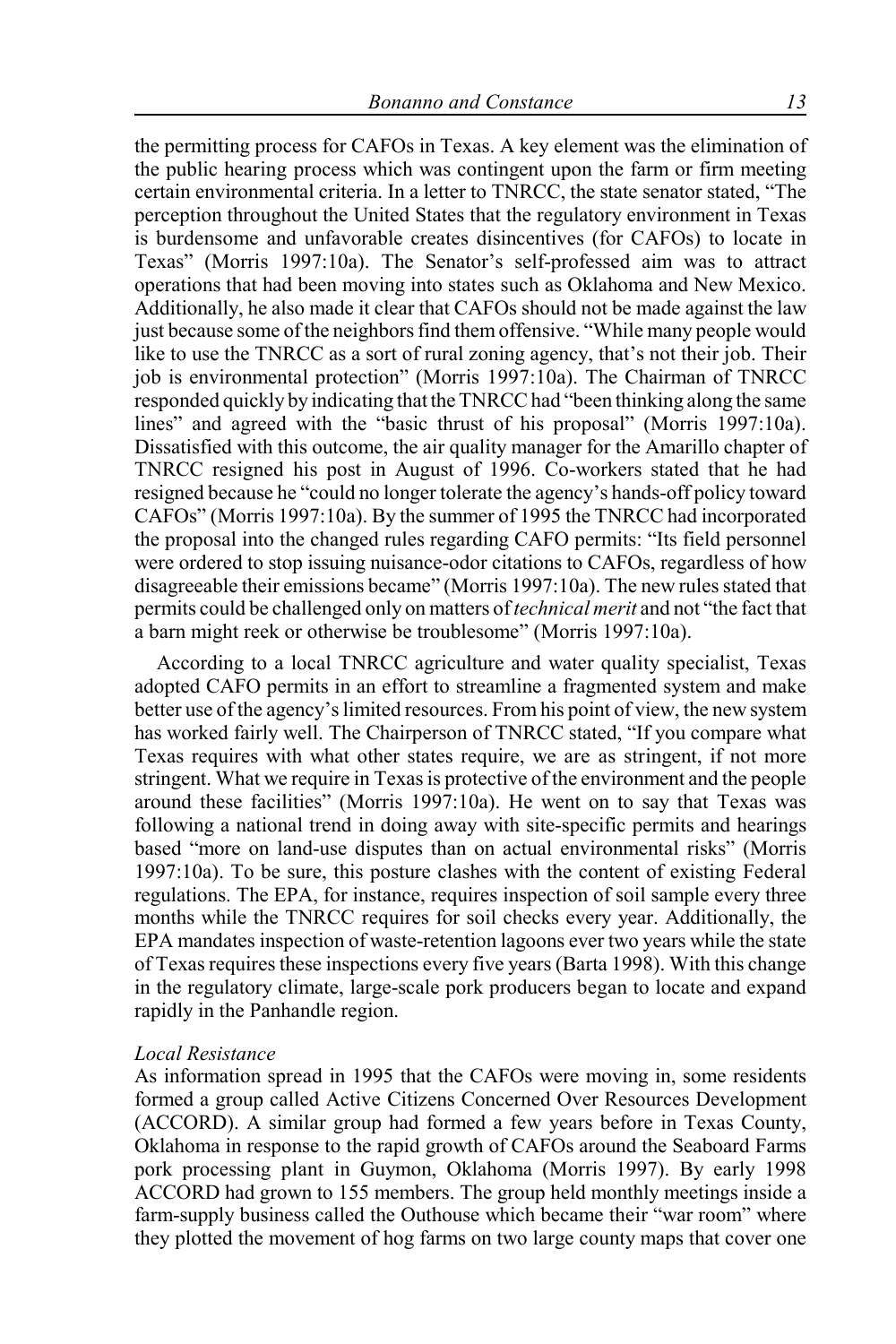the permitting process for CAFOs in Texas. A key element was the elimination of the public hearing process which was contingent upon the farm or firm meeting certain environmental criteria. In a letter to TNRCC, the state senator stated, "The perception throughout the United States that the regulatory environment in Texas is burdensome and unfavorable creates disincentives (for CAFOs) to locate in Texas" (Morris 1997:10a). The Senator's self-professed aim was to attract operations that had been moving into states such as Oklahoma and New Mexico. Additionally, he also made it clear that CAFOs should not be made against the law just because some of the neighbors find them offensive. "While many people would like to use the TNRCC as a sort of rural zoning agency, that's not their job. Their job is environmental protection" (Morris 1997:10a). The Chairman of TNRCC responded quickly by indicating that the TNRCC had "been thinking along the same lines" and agreed with the "basic thrust of his proposal" (Morris 1997:10a). Dissatisfied with this outcome, the air quality manager for the Amarillo chapter of TNRCC resigned his post in August of 1996. Co-workers stated that he had resigned because he "could no longer tolerate the agency's hands-off policy toward CAFOs" (Morris 1997:10a). By the summer of 1995 the TNRCC had incorporated the proposal into the changed rules regarding CAFO permits: "Its field personnel were ordered to stop issuing nuisance-odor citations to CAFOs, regardless of how disagreeable their emissions became" (Morris 1997:10a). The new rules stated that permits could be challenged only on matters of *technical merit* and not "the fact that a barn might reek or otherwise be troublesome" (Morris 1997:10a).

According to a local TNRCC agriculture and water quality specialist, Texas adopted CAFO permits in an effort to streamline a fragmented system and make better use of the agency's limited resources. From his point of view, the new system has worked fairly well. The Chairperson of TNRCC stated, "If you compare what Texas requires with what other states require, we are as stringent, if not more stringent. What we require in Texas is protective of the environment and the people around these facilities" (Morris 1997:10a). He went on to say that Texas was following a national trend in doing away with site-specific permits and hearings based "more on land-use disputes than on actual environmental risks" (Morris 1997:10a). To be sure, this posture clashes with the content of existing Federal regulations. The EPA, for instance, requires inspection of soil sample every three months while the TNRCC requires for soil checks every year. Additionally, the EPA mandates inspection of waste-retention lagoons ever two years while the state of Texas requires these inspections every five years (Barta 1998). With this change in the regulatory climate, large-scale pork producers began to locate and expand rapidly in the Panhandle region.

*Local Resistance*

As information spread in 1995 that the CAFOs were moving in, some residents formed a group called Active Citizens Concerned Over Resources Development (ACCORD). A similar group had formed a few years before in Texas County, Oklahoma in response to the rapid growth of CAFOs around the Seaboard Farms pork processing plant in Guymon, Oklahoma (Morris 1997). By early 1998 ACCORD had grown to 155 members. The group held monthly meetings inside a farm-supply business called the Outhouse which became their "war room" where they plotted the movement of hog farms on two large county maps that cover one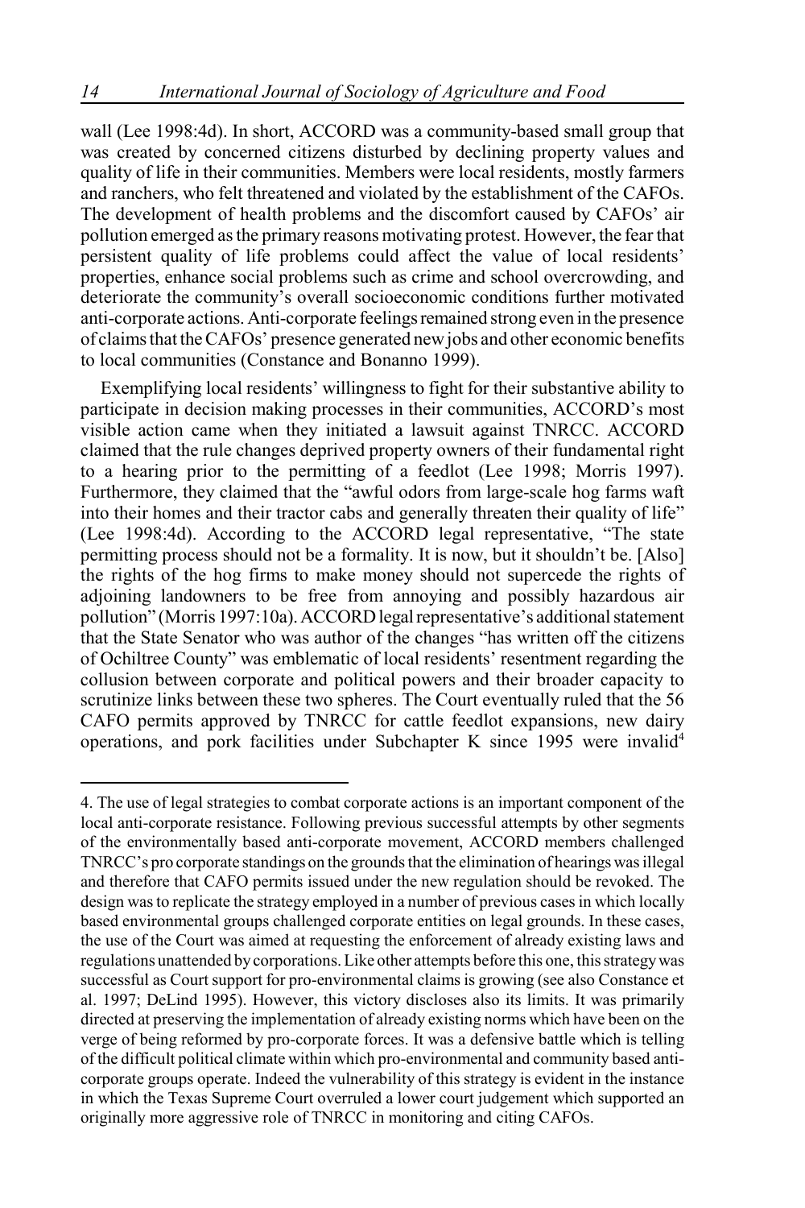wall (Lee 1998:4d). In short, ACCORD was a community-based small group that was created by concerned citizens disturbed by declining property values and quality of life in their communities. Members were local residents, mostly farmers and ranchers, who felt threatened and violated by the establishment of the CAFOs. The development of health problems and the discomfort caused by CAFOs' air pollution emerged as the primary reasons motivating protest. However, the fear that persistent quality of life problems could affect the value of local residents' properties, enhance social problems such as crime and school overcrowding, and deteriorate the community's overall socioeconomic conditions further motivated anti-corporate actions. Anti-corporate feelings remained strong even in the presence of claims that the CAFOs' presence generated new jobs and other economic benefits to local communities (Constance and Bonanno 1999).

Exemplifying local residents' willingness to fight for their substantive ability to participate in decision making processes in their communities, ACCORD's most visible action came when they initiated a lawsuit against TNRCC. ACCORD claimed that the rule changes deprived property owners of their fundamental right to a hearing prior to the permitting of a feedlot (Lee 1998; Morris 1997). Furthermore, they claimed that the "awful odors from large-scale hog farms waft into their homes and their tractor cabs and generally threaten their quality of life" (Lee 1998:4d). According to the ACCORD legal representative, "The state permitting process should not be a formality. It is now, but it shouldn't be. [Also] the rights of the hog firms to make money should not supercede the rights of adjoining landowners to be free from annoying and possibly hazardous air pollution" (Morris 1997:10a). ACCORD legal representative's additional statement that the State Senator who was author of the changes "has written off the citizens of Ochiltree County" was emblematic of local residents' resentment regarding the collusion between corporate and political powers and their broader capacity to scrutinize links between these two spheres. The Court eventually ruled that the 56 CAFO permits approved by TNRCC for cattle feedlot expansions, new dairy operations, and pork facilities under Subchapter K since 1995 were invalid[4]

---

4. The use of legal strategies to combat corporate actions is an important component of the local anti-corporate resistance. Following previous successful attempts by other segments of the environmentally based anti-corporate movement, ACCORD members challenged TNRCC's pro corporate standings on the grounds that the elimination of hearings was illegal and therefore that CAFO permits issued under the new regulation should be revoked. The design was to replicate the strategy employed in a number of previous cases in which locally based environmental groups challenged corporate entities on legal grounds. In these cases, the use of the Court was aimed at requesting the enforcement of already existing laws and regulations unattended by corporations. Like other attempts before this one, this strategy was successful as Court support for pro-environmental claims is growing (see also Constance et al. 1997; DeLind 1995). However, this victory discloses also its limits. It was primarily directed at preserving the implementation of already existing norms which have been on the verge of being reformed by pro-corporate forces. It was a defensive battle which is telling of the difficult political climate within which pro-environmental and community based anti-corporate groups operate. Indeed the vulnerability of this strategy is evident in the instance in which the Texas Supreme Court overruled a lower court judgement which supported an originally more aggressive role of TNRCC in monitoring and citing CAFOs.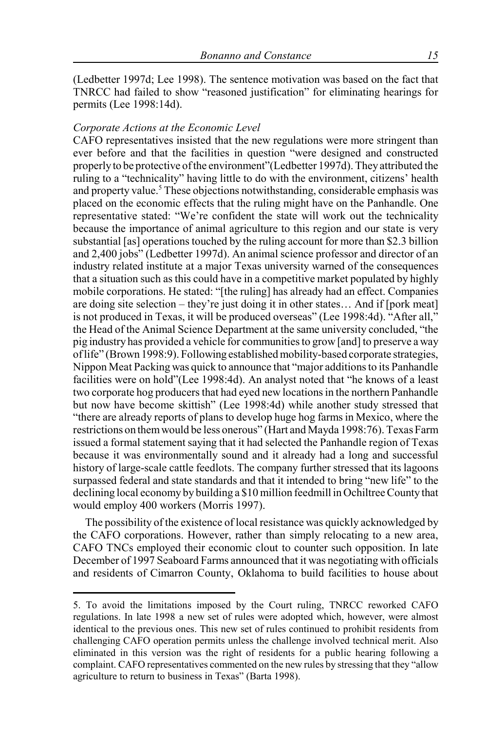(Ledbetter 1997d; Lee 1998). The sentence motivation was based on the fact that TNRCC had failed to show "reasoned justification" for eliminating hearings for permits (Lee 1998:14d).

*Corporate Actions at the Economic Level*

CAFO representatives insisted that the new regulations were more stringent than ever before and that the facilities in question "were designed and constructed properly to be protective of the environment"(Ledbetter 1997d). They attributed the ruling to a "technicality" having little to do with the environment, citizens' health and property value.[5] These objections notwithstanding, considerable emphasis was placed on the economic effects that the ruling might have on the Panhandle. One representative stated: "We're confident the state will work out the technicality because the importance of animal agriculture to this region and our state is very substantial [as] operations touched by the ruling account for more than $2.3 billion and 2,400 jobs" (Ledbetter 1997d). An animal science professor and director of an industry related institute at a major Texas university warned of the consequences that a situation such as this could have in a competitive market populated by highly mobile corporations. He stated: "[the ruling] has already had an effect. Companies are doing site selection – they're just doing it in other states… And if [pork meat] is not produced in Texas, it will be produced overseas" (Lee 1998:4d). "After all," the Head of the Animal Science Department at the same university concluded, "the pig industry has provided a vehicle for communities to grow [and] to preserve a way of life" (Brown 1998:9). Following established mobility-based corporate strategies, Nippon Meat Packing was quick to announce that "major additions to its Panhandle facilities were on hold"(Lee 1998:4d). An analyst noted that "he knows of a least two corporate hog producers that had eyed new locations in the northern Panhandle but now have become skittish" (Lee 1998:4d) while another study stressed that "there are already reports of plans to develop huge hog farms in Mexico, where the restrictions on them would be less onerous" (Hart and Mayda 1998:76). Texas Farm issued a formal statement saying that it had selected the Panhandle region of Texas because it was environmentally sound and it already had a long and successful history of large-scale cattle feedlots. The company further stressed that its lagoons surpassed federal and state standards and that it intended to bring "new life" to the declining local economy by building a $10 million feedmill in Ochiltree County that would employ 400 workers (Morris 1997).

The possibility of the existence of local resistance was quickly acknowledged by the CAFO corporations. However, rather than simply relocating to a new area, CAFO TNCs employed their economic clout to counter such opposition. In late December of 1997 Seaboard Farms announced that it was negotiating with officials and residents of Cimarron County, Oklahoma to build facilities to house about

5. To avoid the limitations imposed by the Court ruling, TNRCC reworked CAFO regulations. In late 1998 a new set of rules were adopted which, however, were almost identical to the previous ones. This new set of rules continued to prohibit residents from challenging CAFO operation permits unless the challenge involved technical merit. Also eliminated in this version was the right of residents for a public hearing following a complaint. CAFO representatives commented on the new rules by stressing that they "allow agriculture to return to business in Texas" (Barta 1998).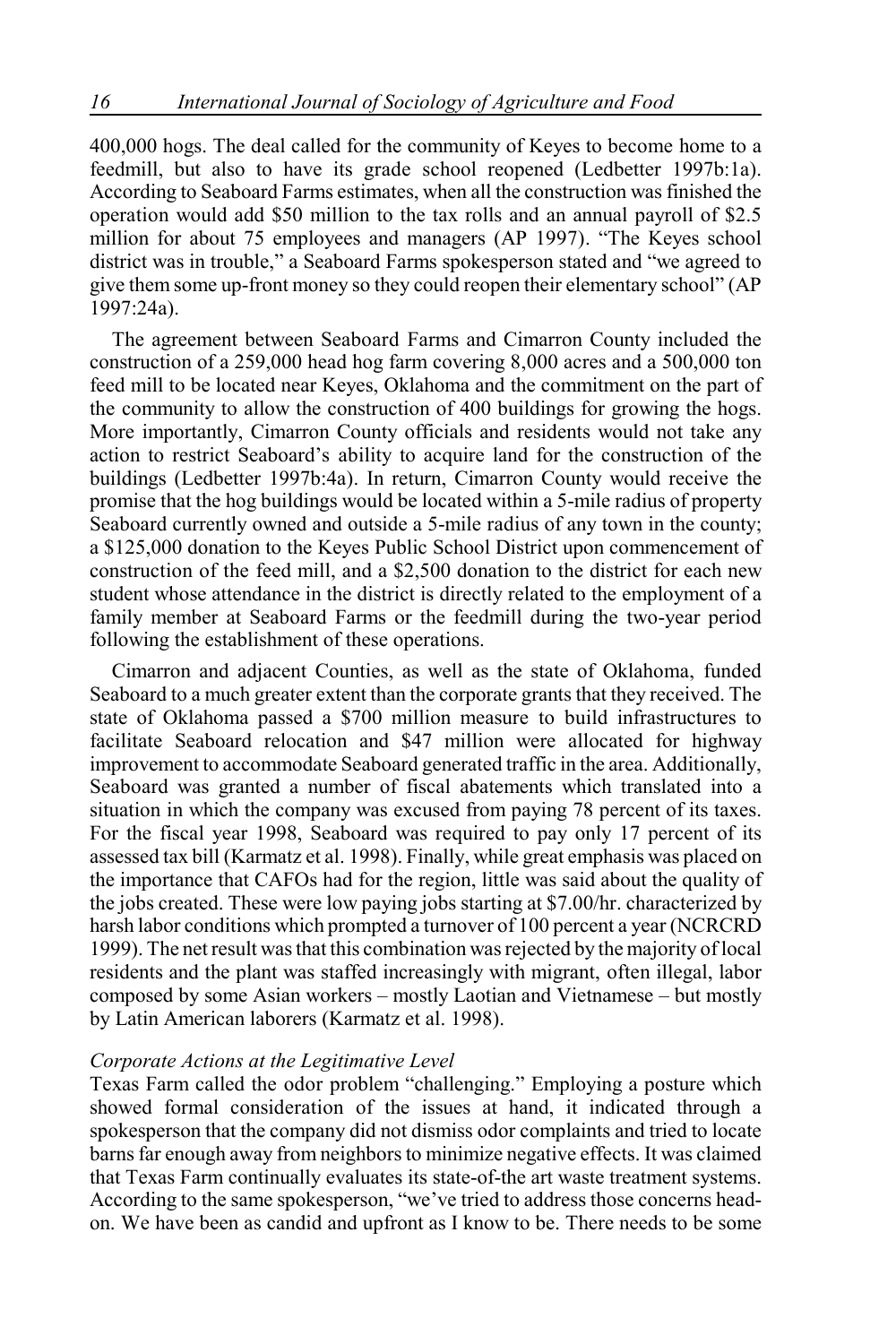400,000 hogs. The deal called for the community of Keyes to become home to a feedmill, but also to have its grade school reopened (Ledbetter 1997b:1a). According to Seaboard Farms estimates, when all the construction was finished the operation would add $50 million to the tax rolls and an annual payroll of $2.5 million for about 75 employees and managers (AP 1997). "The Keyes school district was in trouble," a Seaboard Farms spokesperson stated and "we agreed to give them some up-front money so they could reopen their elementary school" (AP 1997:24a).

The agreement between Seaboard Farms and Cimarron County included the construction of a 259,000 head hog farm covering 8,000 acres and a 500,000 ton feed mill to be located near Keyes, Oklahoma and the commitment on the part of the community to allow the construction of 400 buildings for growing the hogs. More importantly, Cimarron County officials and residents would not take any action to restrict Seaboard's ability to acquire land for the construction of the buildings (Ledbetter 1997b:4a). In return, Cimarron County would receive the promise that the hog buildings would be located within a 5-mile radius of property Seaboard currently owned and outside a 5-mile radius of any town in the county; a $125,000 donation to the Keyes Public School District upon commencement of construction of the feed mill, and a $2,500 donation to the district for each new student whose attendance in the district is directly related to the employment of a family member at Seaboard Farms or the feedmill during the two-year period following the establishment of these operations.

Cimarron and adjacent Counties, as well as the state of Oklahoma, funded Seaboard to a much greater extent than the corporate grants that they received. The state of Oklahoma passed a $700 million measure to build infrastructures to facilitate Seaboard relocation and $47 million were allocated for highway improvement to accommodate Seaboard generated traffic in the area. Additionally, Seaboard was granted a number of fiscal abatements which translated into a situation in which the company was excused from paying 78 percent of its taxes. For the fiscal year 1998, Seaboard was required to pay only 17 percent of its assessed tax bill (Karmatz et al. 1998). Finally, while great emphasis was placed on the importance that CAFOs had for the region, little was said about the quality of the jobs created. These were low paying jobs starting at $7.00/hr. characterized by harsh labor conditions which prompted a turnover of 100 percent a year (NCRCRD 1999). The net result was that this combination was rejected by the majority of local residents and the plant was staffed increasingly with migrant, often illegal, labor composed by some Asian workers – mostly Laotian and Vietnamese – but mostly by Latin American laborers (Karmatz et al. 1998).

*Corporate Actions at the Legitimative Level*

Texas Farm called the odor problem "challenging." Employing a posture which showed formal consideration of the issues at hand, it indicated through a spokesperson that the company did not dismiss odor complaints and tried to locate barns far enough away from neighbors to minimize negative effects. It was claimed that Texas Farm continually evaluates its state-of-the art waste treatment systems. According to the same spokesperson, "we've tried to address those concerns head-on. We have been as candid and upfront as I know to be. There needs to be some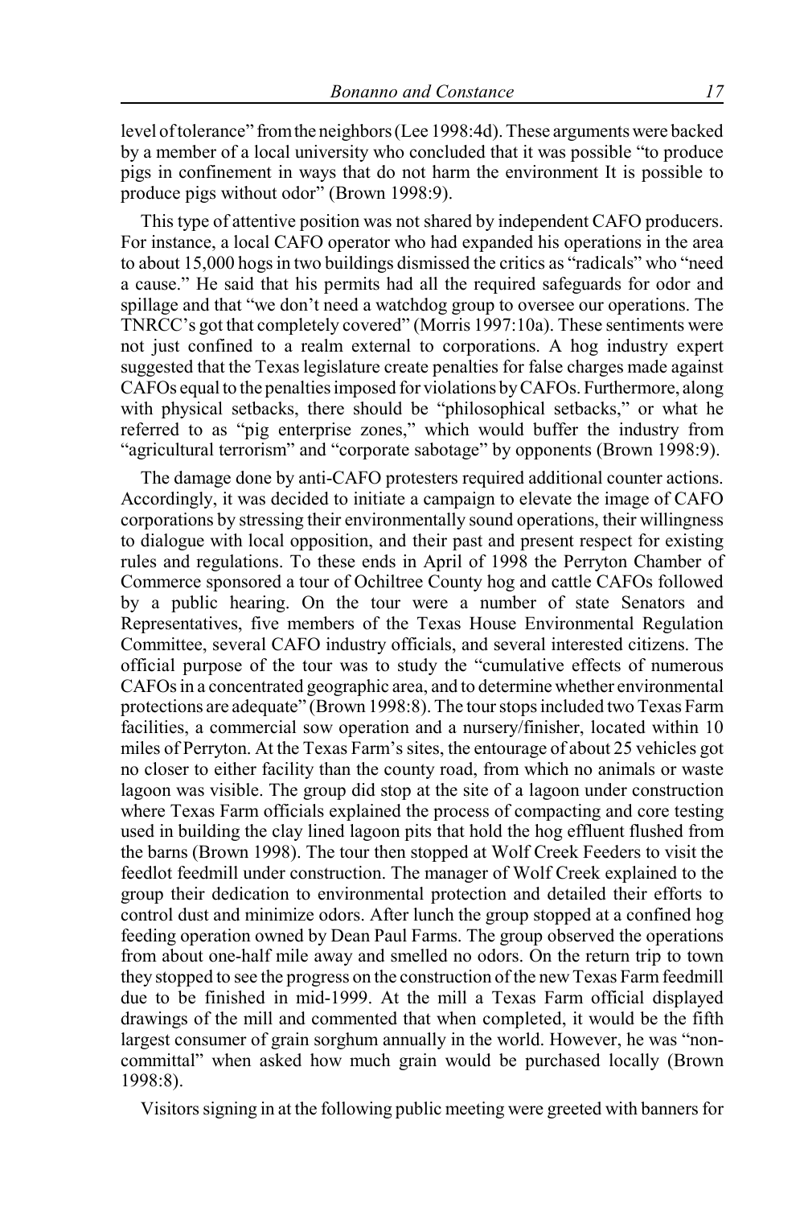level of tolerance" from the neighbors (Lee 1998:4d). These arguments were backed by a member of a local university who concluded that it was possible "to produce pigs in confinement in ways that do not harm the environment It is possible to produce pigs without odor" (Brown 1998:9).

This type of attentive position was not shared by independent CAFO producers. For instance, a local CAFO operator who had expanded his operations in the area to about 15,000 hogs in two buildings dismissed the critics as "radicals" who "need a cause." He said that his permits had all the required safeguards for odor and spillage and that "we don't need a watchdog group to oversee our operations. The TNRCC's got that completely covered" (Morris 1997:10a). These sentiments were not just confined to a realm external to corporations. A hog industry expert suggested that the Texas legislature create penalties for false charges made against CAFOs equal to the penalties imposed for violations by CAFOs. Furthermore, along with physical setbacks, there should be "philosophical setbacks," or what he referred to as "pig enterprise zones," which would buffer the industry from "agricultural terrorism" and "corporate sabotage" by opponents (Brown 1998:9).

The damage done by anti-CAFO protesters required additional counter actions. Accordingly, it was decided to initiate a campaign to elevate the image of CAFO corporations by stressing their environmentally sound operations, their willingness to dialogue with local opposition, and their past and present respect for existing rules and regulations. To these ends in April of 1998 the Perryton Chamber of Commerce sponsored a tour of Ochiltree County hog and cattle CAFOs followed by a public hearing. On the tour were a number of state Senators and Representatives, five members of the Texas House Environmental Regulation Committee, several CAFO industry officials, and several interested citizens. The official purpose of the tour was to study the "cumulative effects of numerous CAFOs in a concentrated geographic area, and to determine whether environmental protections are adequate" (Brown 1998:8). The tour stops included two Texas Farm facilities, a commercial sow operation and a nursery/finisher, located within 10 miles of Perryton. At the Texas Farm's sites, the entourage of about 25 vehicles got no closer to either facility than the county road, from which no animals or waste lagoon was visible. The group did stop at the site of a lagoon under construction where Texas Farm officials explained the process of compacting and core testing used in building the clay lined lagoon pits that hold the hog effluent flushed from the barns (Brown 1998). The tour then stopped at Wolf Creek Feeders to visit the feedlot feedmill under construction. The manager of Wolf Creek explained to the group their dedication to environmental protection and detailed their efforts to control dust and minimize odors. After lunch the group stopped at a confined hog feeding operation owned by Dean Paul Farms. The group observed the operations from about one-half mile away and smelled no odors. On the return trip to town they stopped to see the progress on the construction of the new Texas Farm feedmill due to be finished in mid-1999. At the mill a Texas Farm official displayed drawings of the mill and commented that when completed, it would be the fifth largest consumer of grain sorghum annually in the world. However, he was "non-committal" when asked how much grain would be purchased locally (Brown 1998:8).

Visitors signing in at the following public meeting were greeted with banners for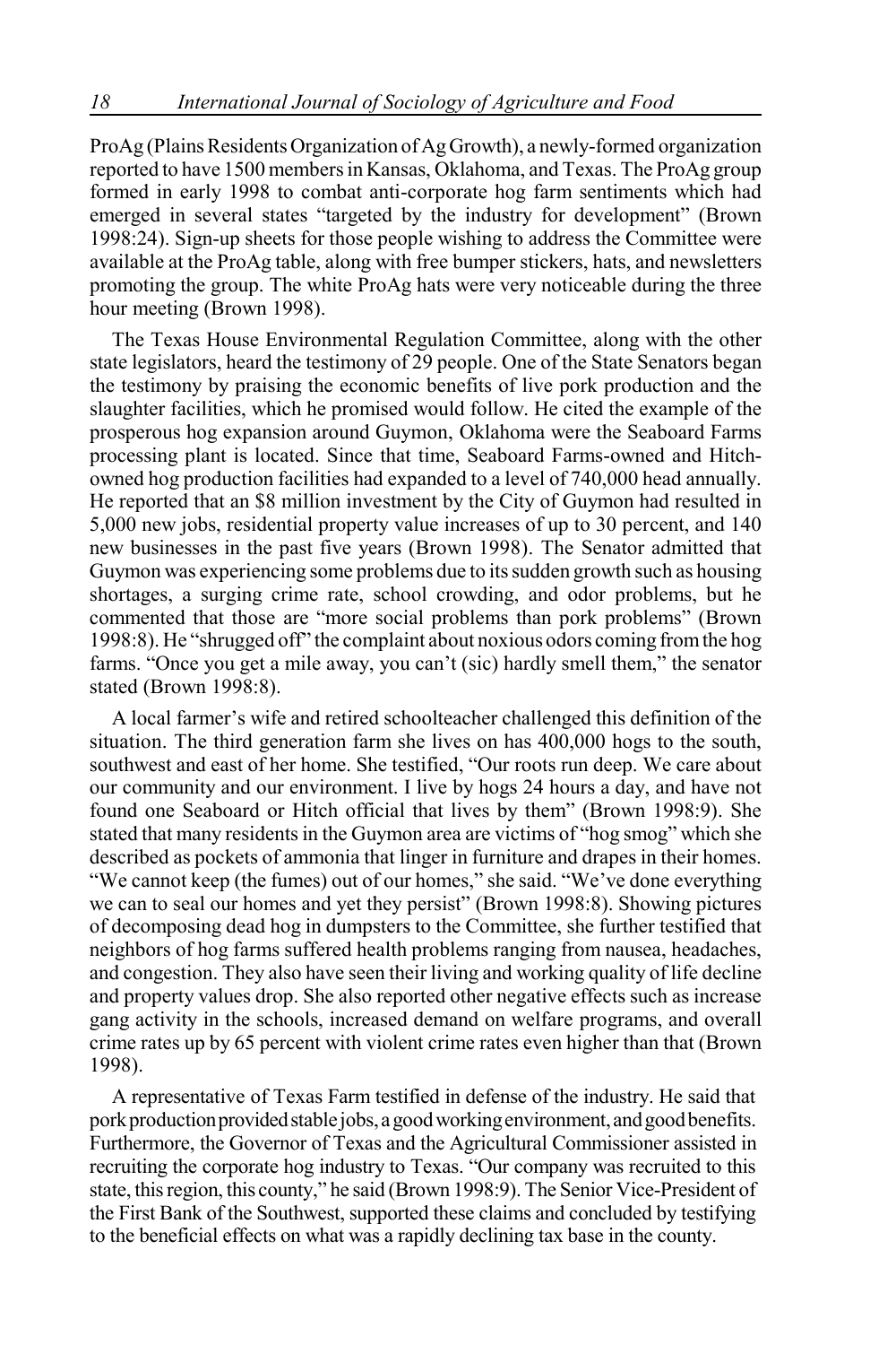ProAg (Plains Residents Organization of Ag Growth), a newly-formed organization reported to have 1500 members in Kansas, Oklahoma, and Texas. The ProAg group formed in early 1998 to combat anti-corporate hog farm sentiments which had emerged in several states "targeted by the industry for development" (Brown 1998:24). Sign-up sheets for those people wishing to address the Committee were available at the ProAg table, along with free bumper stickers, hats, and newsletters promoting the group. The white ProAg hats were very noticeable during the three hour meeting (Brown 1998).

The Texas House Environmental Regulation Committee, along with the other state legislators, heard the testimony of 29 people. One of the State Senators began the testimony by praising the economic benefits of live pork production and the slaughter facilities, which he promised would follow. He cited the example of the prosperous hog expansion around Guymon, Oklahoma were the Seaboard Farms processing plant is located. Since that time, Seaboard Farms-owned and Hitch-owned hog production facilities had expanded to a level of 740,000 head annually. He reported that an $8 million investment by the City of Guymon had resulted in 5,000 new jobs, residential property value increases of up to 30 percent, and 140 new businesses in the past five years (Brown 1998). The Senator admitted that Guymon was experiencing some problems due to its sudden growth such as housing shortages, a surging crime rate, school crowding, and odor problems, but he commented that those are "more social problems than pork problems" (Brown 1998:8). He "shrugged off" the complaint about noxious odors coming from the hog farms. "Once you get a mile away, you can't (sic) hardly smell them," the senator stated (Brown 1998:8).

A local farmer's wife and retired schoolteacher challenged this definition of the situation. The third generation farm she lives on has 400,000 hogs to the south, southwest and east of her home. She testified, "Our roots run deep. We care about our community and our environment. I live by hogs 24 hours a day, and have not found one Seaboard or Hitch official that lives by them" (Brown 1998:9). She stated that many residents in the Guymon area are victims of "hog smog" which she described as pockets of ammonia that linger in furniture and drapes in their homes. "We cannot keep (the fumes) out of our homes," she said. "We've done everything we can to seal our homes and yet they persist" (Brown 1998:8). Showing pictures of decomposing dead hog in dumpsters to the Committee, she further testified that neighbors of hog farms suffered health problems ranging from nausea, headaches, and congestion. They also have seen their living and working quality of life decline and property values drop. She also reported other negative effects such as increase gang activity in the schools, increased demand on welfare programs, and overall crime rates up by 65 percent with violent crime rates even higher than that (Brown 1998).

A representative of Texas Farm testified in defense of the industry. He said that pork production provided stable jobs, a good working environment, and good benefits. Furthermore, the Governor of Texas and the Agricultural Commissioner assisted in recruiting the corporate hog industry to Texas. "Our company was recruited to this state, this region, this county," he said (Brown 1998:9). The Senior Vice-President of the First Bank of the Southwest, supported these claims and concluded by testifying to the beneficial effects on what was a rapidly declining tax base in the county.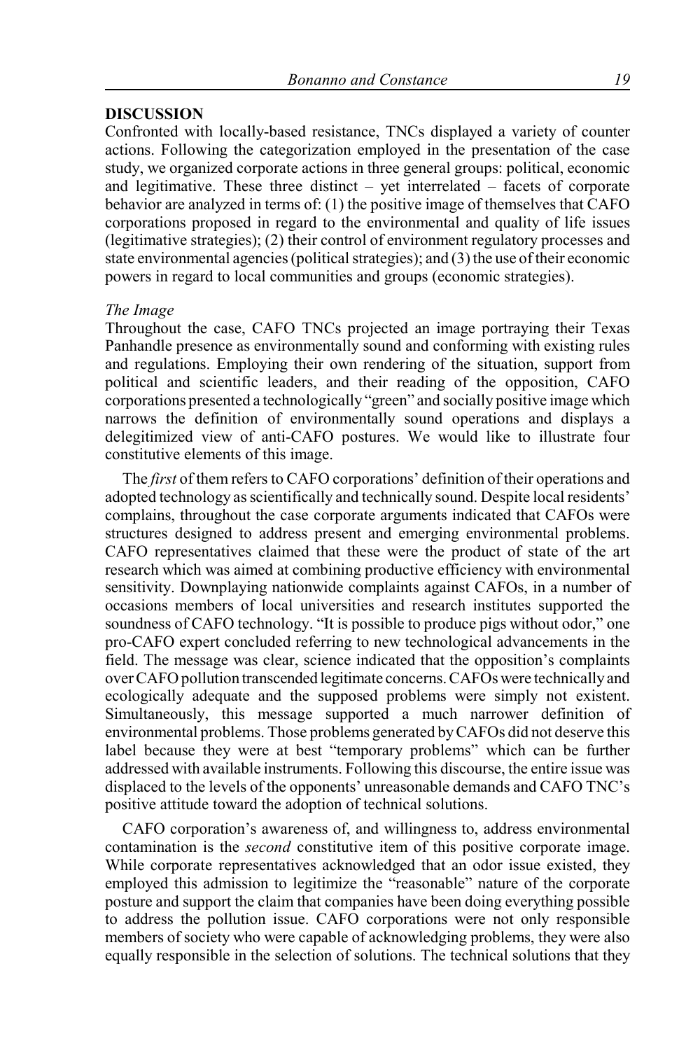## DISCUSSION

Confronted with locally-based resistance, TNCs displayed a variety of counter actions. Following the categorization employed in the presentation of the case study, we organized corporate actions in three general groups: political, economic and legitimative. These three distinct – yet interrelated – facets of corporate behavior are analyzed in terms of: (1) the positive image of themselves that CAFO corporations proposed in regard to the environmental and quality of life issues (legitimative strategies); (2) their control of environment regulatory processes and state environmental agencies (political strategies); and (3) the use of their economic powers in regard to local communities and groups (economic strategies).

### *The Image*

Throughout the case, CAFO TNCs projected an image portraying their Texas Panhandle presence as environmentally sound and conforming with existing rules and regulations. Employing their own rendering of the situation, support from political and scientific leaders, and their reading of the opposition, CAFO corporations presented a technologically "green" and socially positive image which narrows the definition of environmentally sound operations and displays a delegitimized view of anti-CAFO postures. We would like to illustrate four constitutive elements of this image.

The *first* of them refers to CAFO corporations' definition of their operations and adopted technology as scientifically and technically sound. Despite local residents' complains, throughout the case corporate arguments indicated that CAFOs were structures designed to address present and emerging environmental problems. CAFO representatives claimed that these were the product of state of the art research which was aimed at combining productive efficiency with environmental sensitivity. Downplaying nationwide complaints against CAFOs, in a number of occasions members of local universities and research institutes supported the soundness of CAFO technology. "It is possible to produce pigs without odor," one pro-CAFO expert concluded referring to new technological advancements in the field. The message was clear, science indicated that the opposition's complaints over CAFO pollution transcended legitimate concerns. CAFOs were technically and ecologically adequate and the supposed problems were simply not existent. Simultaneously, this message supported a much narrower definition of environmental problems. Those problems generated by CAFOs did not deserve this label because they were at best "temporary problems" which can be further addressed with available instruments. Following this discourse, the entire issue was displaced to the levels of the opponents' unreasonable demands and CAFO TNC's positive attitude toward the adoption of technical solutions.

CAFO corporation's awareness of, and willingness to, address environmental contamination is the *second* constitutive item of this positive corporate image. While corporate representatives acknowledged that an odor issue existed, they employed this admission to legitimize the "reasonable" nature of the corporate posture and support the claim that companies have been doing everything possible to address the pollution issue. CAFO corporations were not only responsible members of society who were capable of acknowledging problems, they were also equally responsible in the selection of solutions. The technical solutions that they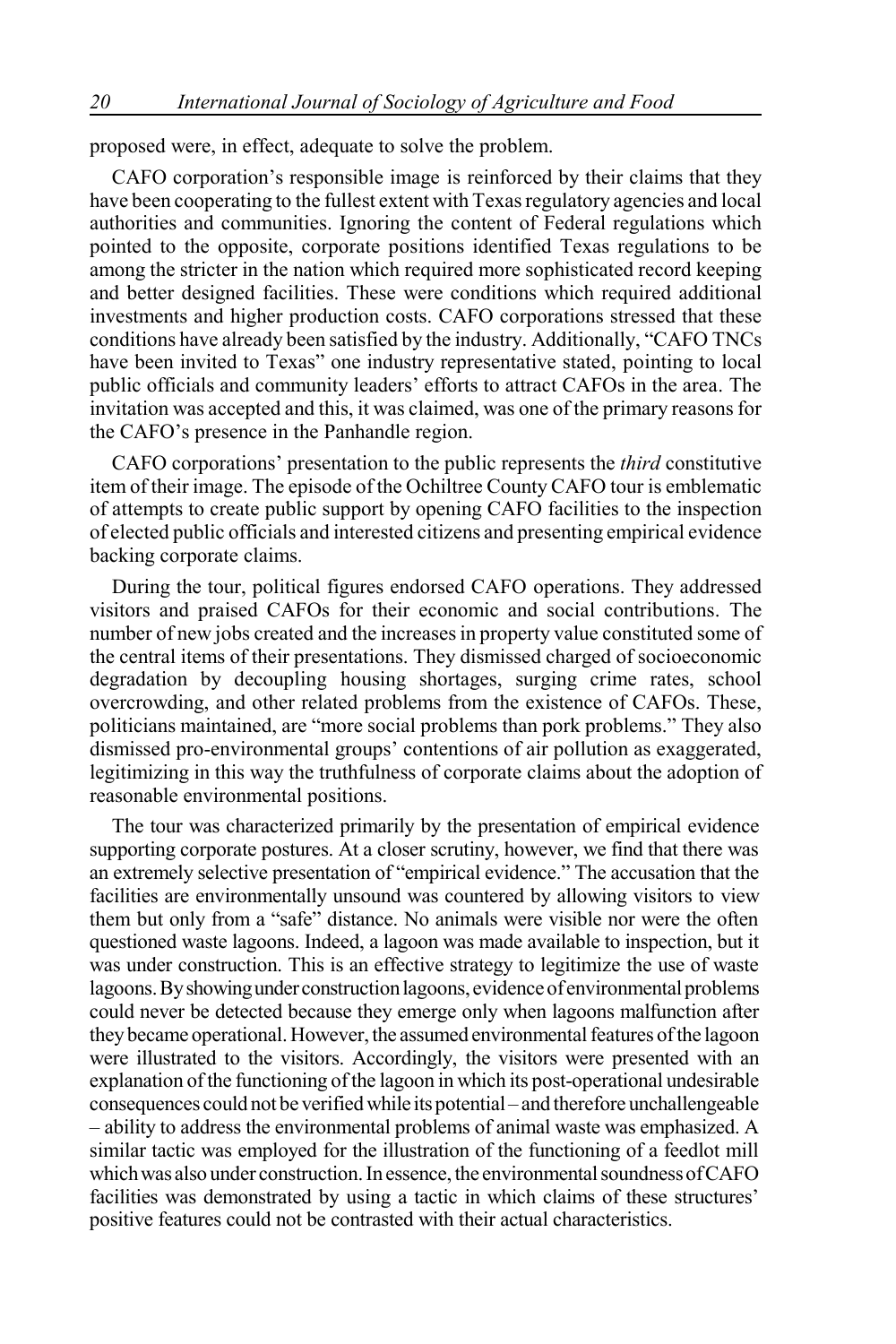proposed were, in effect, adequate to solve the problem.

CAFO corporation's responsible image is reinforced by their claims that they have been cooperating to the fullest extent with Texas regulatory agencies and local authorities and communities. Ignoring the content of Federal regulations which pointed to the opposite, corporate positions identified Texas regulations to be among the stricter in the nation which required more sophisticated record keeping and better designed facilities. These were conditions which required additional investments and higher production costs. CAFO corporations stressed that these conditions have already been satisfied by the industry. Additionally, "CAFO TNCs have been invited to Texas" one industry representative stated, pointing to local public officials and community leaders' efforts to attract CAFOs in the area. The invitation was accepted and this, it was claimed, was one of the primary reasons for the CAFO's presence in the Panhandle region.

CAFO corporations' presentation to the public represents the *third* constitutive item of their image. The episode of the Ochiltree County CAFO tour is emblematic of attempts to create public support by opening CAFO facilities to the inspection of elected public officials and interested citizens and presenting empirical evidence backing corporate claims.

During the tour, political figures endorsed CAFO operations. They addressed visitors and praised CAFOs for their economic and social contributions. The number of new jobs created and the increases in property value constituted some of the central items of their presentations. They dismissed charged of socioeconomic degradation by decoupling housing shortages, surging crime rates, school overcrowding, and other related problems from the existence of CAFOs. These, politicians maintained, are "more social problems than pork problems." They also dismissed pro-environmental groups' contentions of air pollution as exaggerated, legitimizing in this way the truthfulness of corporate claims about the adoption of reasonable environmental positions.

The tour was characterized primarily by the presentation of empirical evidence supporting corporate postures. At a closer scrutiny, however, we find that there was an extremely selective presentation of "empirical evidence." The accusation that the facilities are environmentally unsound was countered by allowing visitors to view them but only from a "safe" distance. No animals were visible nor were the often questioned waste lagoons. Indeed, a lagoon was made available to inspection, but it was under construction. This is an effective strategy to legitimize the use of waste lagoons. By showing under construction lagoons, evidence of environmental problems could never be detected because they emerge only when lagoons malfunction after they became operational. However, the assumed environmental features of the lagoon were illustrated to the visitors. Accordingly, the visitors were presented with an explanation of the functioning of the lagoon in which its post-operational undesirable consequences could not be verified while its potential – and therefore unchallengeable – ability to address the environmental problems of animal waste was emphasized. A similar tactic was employed for the illustration of the functioning of a feedlot mill which was also under construction. In essence, the environmental soundness of CAFO facilities was demonstrated by using a tactic in which claims of these structures' positive features could not be contrasted with their actual characteristics.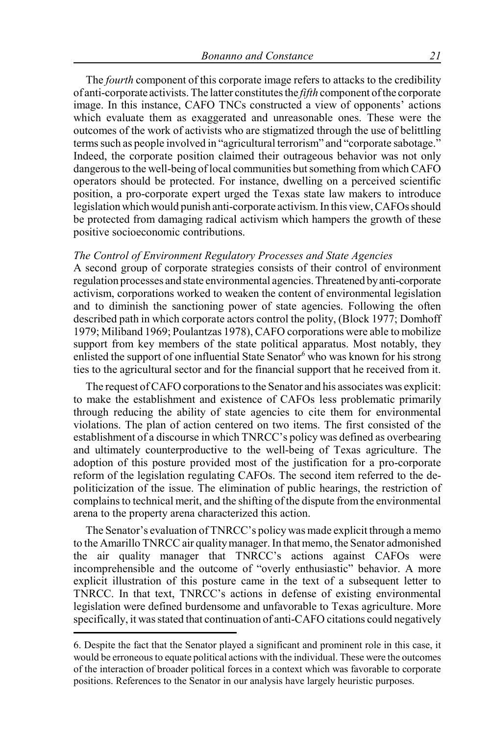The *fourth* component of this corporate image refers to attacks to the credibility of anti-corporate activists. The latter constitutes the *fifth* component of the corporate image. In this instance, CAFO TNCs constructed a view of opponents' actions which evaluate them as exaggerated and unreasonable ones. These were the outcomes of the work of activists who are stigmatized through the use of belittling terms such as people involved in "agricultural terrorism" and "corporate sabotage." Indeed, the corporate position claimed their outrageous behavior was not only dangerous to the well-being of local communities but something from which CAFO operators should be protected. For instance, dwelling on a perceived scientific position, a pro-corporate expert urged the Texas state law makers to introduce legislation which would punish anti-corporate activism. In this view, CAFOs should be protected from damaging radical activism which hampers the growth of these positive socioeconomic contributions.

### *The Control of Environment Regulatory Processes and State Agencies*

A second group of corporate strategies consists of their control of environment regulation processes and state environmental agencies. Threatened by anti-corporate activism, corporations worked to weaken the content of environmental legislation and to diminish the sanctioning power of state agencies. Following the often described path in which corporate actors control the polity, (Block 1977; Domhoff 1979; Miliband 1969; Poulantzas 1978), CAFO corporations were able to mobilize support from key members of the state political apparatus. Most notably, they enlisted the support of one influential State Senator[6] who was known for his strong ties to the agricultural sector and for the financial support that he received from it.

The request of CAFO corporations to the Senator and his associates was explicit: to make the establishment and existence of CAFOs less problematic primarily through reducing the ability of state agencies to cite them for environmental violations. The plan of action centered on two items. The first consisted of the establishment of a discourse in which TNRCC's policy was defined as overbearing and ultimately counterproductive to the well-being of Texas agriculture. The adoption of this posture provided most of the justification for a pro-corporate reform of the legislation regulating CAFOs. The second item referred to the de-politicization of the issue. The elimination of public hearings, the restriction of complains to technical merit, and the shifting of the dispute from the environmental arena to the property arena characterized this action.

The Senator's evaluation of TNRCC's policy was made explicit through a memo to the Amarillo TNRCC air quality manager. In that memo, the Senator admonished the air quality manager that TNRCC's actions against CAFOs were incomprehensible and the outcome of "overly enthusiastic" behavior. A more explicit illustration of this posture came in the text of a subsequent letter to TNRCC. In that text, TNRCC's actions in defense of existing environmental legislation were defined burdensome and unfavorable to Texas agriculture. More specifically, it was stated that continuation of anti-CAFO citations could negatively

---

6. Despite the fact that the Senator played a significant and prominent role in this case, it would be erroneous to equate political actions with the individual. These were the outcomes of the interaction of broader political forces in a context which was favorable to corporate positions. References to the Senator in our analysis have largely heuristic purposes.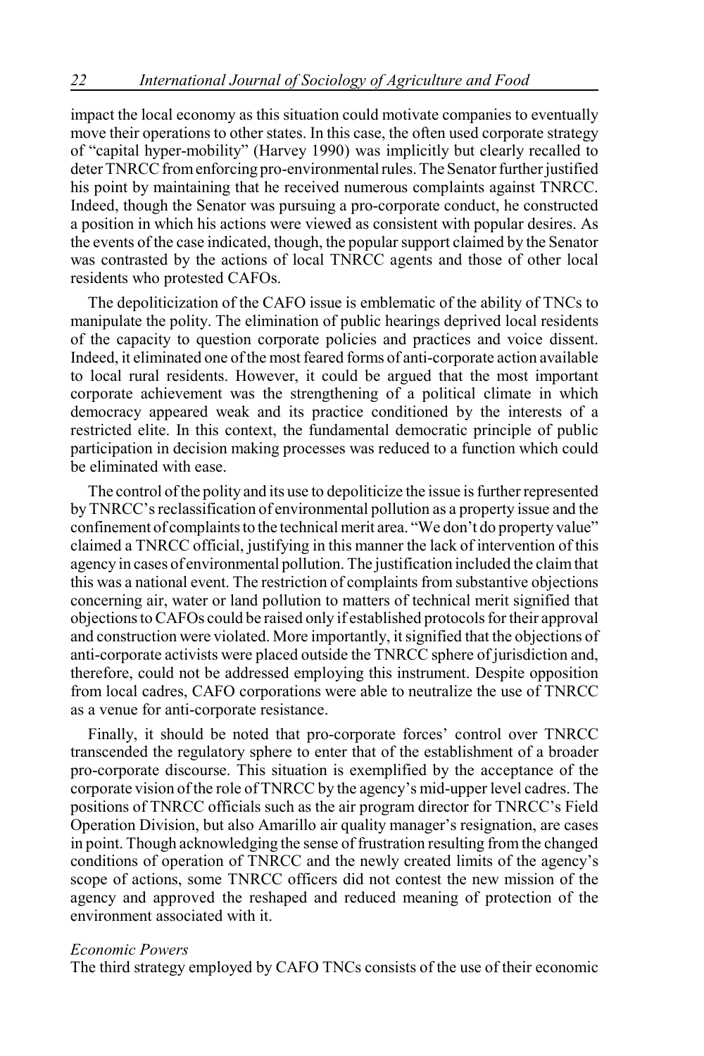impact the local economy as this situation could motivate companies to eventually move their operations to other states. In this case, the often used corporate strategy of "capital hyper-mobility" (Harvey 1990) was implicitly but clearly recalled to deter TNRCC from enforcing pro-environmental rules. The Senator further justified his point by maintaining that he received numerous complaints against TNRCC. Indeed, though the Senator was pursuing a pro-corporate conduct, he constructed a position in which his actions were viewed as consistent with popular desires. As the events of the case indicated, though, the popular support claimed by the Senator was contrasted by the actions of local TNRCC agents and those of other local residents who protested CAFOs.

The depoliticization of the CAFO issue is emblematic of the ability of TNCs to manipulate the polity. The elimination of public hearings deprived local residents of the capacity to question corporate policies and practices and voice dissent. Indeed, it eliminated one of the most feared forms of anti-corporate action available to local rural residents. However, it could be argued that the most important corporate achievement was the strengthening of a political climate in which democracy appeared weak and its practice conditioned by the interests of a restricted elite. In this context, the fundamental democratic principle of public participation in decision making processes was reduced to a function which could be eliminated with ease.

The control of the polity and its use to depoliticize the issue is further represented by TNRCC's reclassification of environmental pollution as a property issue and the confinement of complaints to the technical merit area. "We don't do property value" claimed a TNRCC official, justifying in this manner the lack of intervention of this agency in cases of environmental pollution. The justification included the claim that this was a national event. The restriction of complaints from substantive objections concerning air, water or land pollution to matters of technical merit signified that objections to CAFOs could be raised only if established protocols for their approval and construction were violated. More importantly, it signified that the objections of anti-corporate activists were placed outside the TNRCC sphere of jurisdiction and, therefore, could not be addressed employing this instrument. Despite opposition from local cadres, CAFO corporations were able to neutralize the use of TNRCC as a venue for anti-corporate resistance.

Finally, it should be noted that pro-corporate forces' control over TNRCC transcended the regulatory sphere to enter that of the establishment of a broader pro-corporate discourse. This situation is exemplified by the acceptance of the corporate vision of the role of TNRCC by the agency's mid-upper level cadres. The positions of TNRCC officials such as the air program director for TNRCC's Field Operation Division, but also Amarillo air quality manager's resignation, are cases in point. Though acknowledging the sense of frustration resulting from the changed conditions of operation of TNRCC and the newly created limits of the agency's scope of actions, some TNRCC officers did not contest the new mission of the agency and approved the reshaped and reduced meaning of protection of the environment associated with it.

*Economic Powers*

The third strategy employed by CAFO TNCs consists of the use of their economic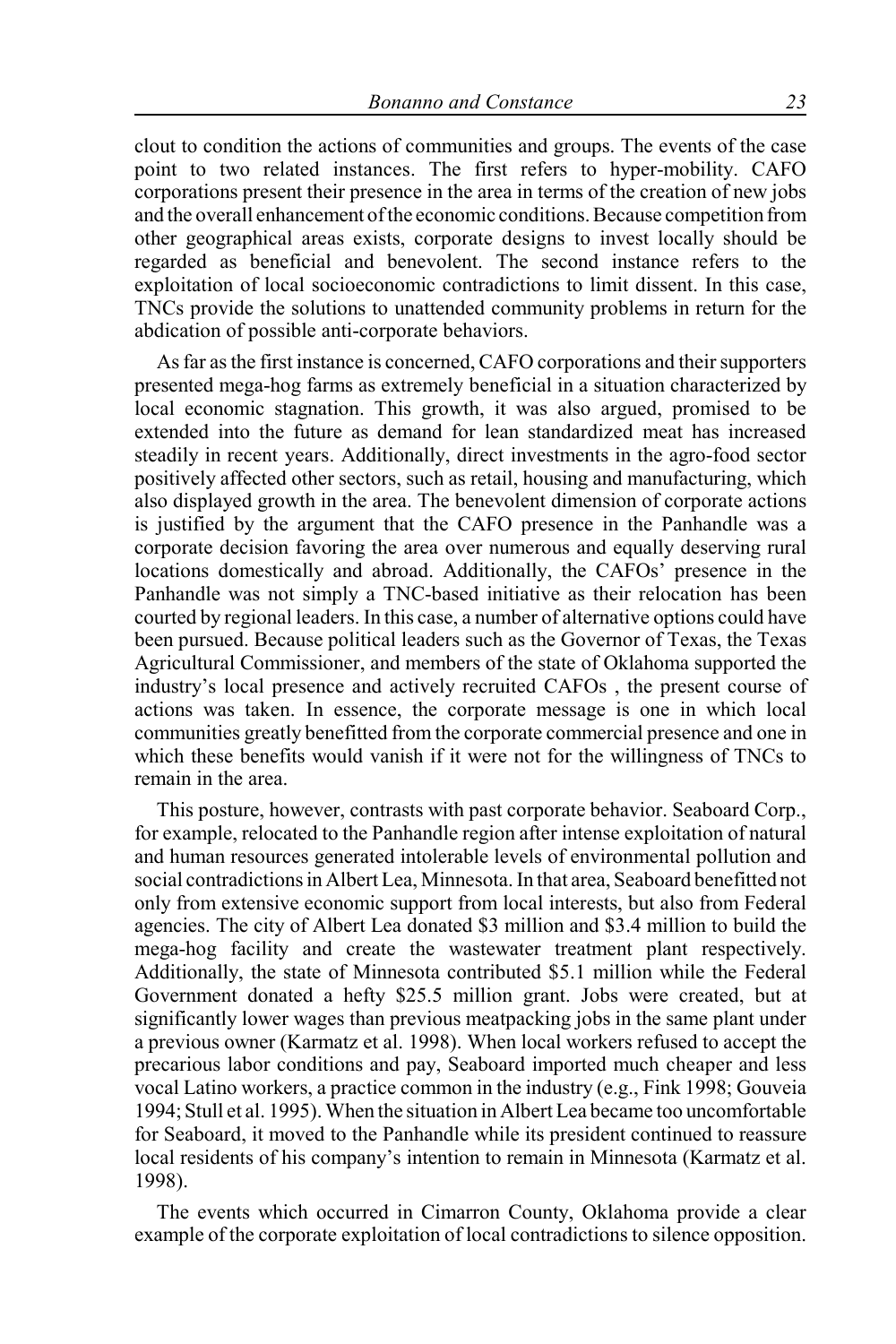clout to condition the actions of communities and groups. The events of the case point to two related instances. The first refers to hyper-mobility. CAFO corporations present their presence in the area in terms of the creation of new jobs and the overall enhancement of the economic conditions. Because competition from other geographical areas exists, corporate designs to invest locally should be regarded as beneficial and benevolent. The second instance refers to the exploitation of local socioeconomic contradictions to limit dissent. In this case, TNCs provide the solutions to unattended community problems in return for the abdication of possible anti-corporate behaviors.

As far as the first instance is concerned, CAFO corporations and their supporters presented mega-hog farms as extremely beneficial in a situation characterized by local economic stagnation. This growth, it was also argued, promised to be extended into the future as demand for lean standardized meat has increased steadily in recent years. Additionally, direct investments in the agro-food sector positively affected other sectors, such as retail, housing and manufacturing, which also displayed growth in the area. The benevolent dimension of corporate actions is justified by the argument that the CAFO presence in the Panhandle was a corporate decision favoring the area over numerous and equally deserving rural locations domestically and abroad. Additionally, the CAFOs' presence in the Panhandle was not simply a TNC-based initiative as their relocation has been courted by regional leaders. In this case, a number of alternative options could have been pursued. Because political leaders such as the Governor of Texas, the Texas Agricultural Commissioner, and members of the state of Oklahoma supported the industry's local presence and actively recruited CAFOs , the present course of actions was taken. In essence, the corporate message is one in which local communities greatly benefitted from the corporate commercial presence and one in which these benefits would vanish if it were not for the willingness of TNCs to remain in the area.

This posture, however, contrasts with past corporate behavior. Seaboard Corp., for example, relocated to the Panhandle region after intense exploitation of natural and human resources generated intolerable levels of environmental pollution and social contradictions in Albert Lea, Minnesota. In that area, Seaboard benefitted not only from extensive economic support from local interests, but also from Federal agencies. The city of Albert Lea donated \$3 million and \$3.4 million to build the mega-hog facility and create the wastewater treatment plant respectively. Additionally, the state of Minnesota contributed \$5.1 million while the Federal Government donated a hefty \$25.5 million grant. Jobs were created, but at significantly lower wages than previous meatpacking jobs in the same plant under a previous owner (Karmatz et al. 1998). When local workers refused to accept the precarious labor conditions and pay, Seaboard imported much cheaper and less vocal Latino workers, a practice common in the industry (e.g., Fink 1998; Gouveia 1994; Stull et al. 1995). When the situation in Albert Lea became too uncomfortable for Seaboard, it moved to the Panhandle while its president continued to reassure local residents of his company's intention to remain in Minnesota (Karmatz et al. 1998).

The events which occurred in Cimarron County, Oklahoma provide a clear example of the corporate exploitation of local contradictions to silence opposition.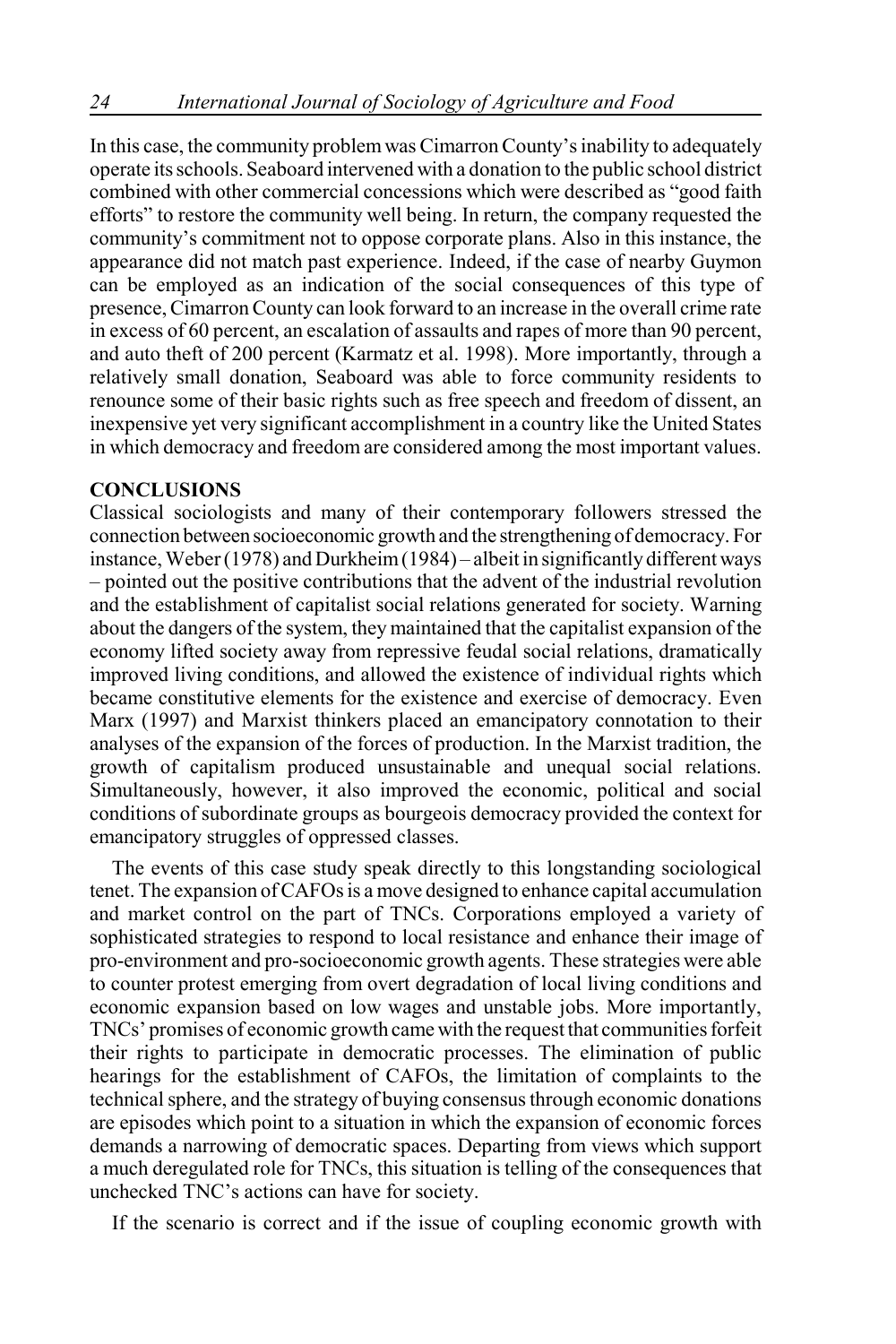In this case, the community problem was Cimarron County's inability to adequately operate its schools. Seaboard intervened with a donation to the public school district combined with other commercial concessions which were described as "good faith efforts" to restore the community well being. In return, the company requested the community's commitment not to oppose corporate plans. Also in this instance, the appearance did not match past experience. Indeed, if the case of nearby Guymon can be employed as an indication of the social consequences of this type of presence, Cimarron County can look forward to an increase in the overall crime rate in excess of 60 percent, an escalation of assaults and rapes of more than 90 percent, and auto theft of 200 percent (Karmatz et al. 1998). More importantly, through a relatively small donation, Seaboard was able to force community residents to renounce some of their basic rights such as free speech and freedom of dissent, an inexpensive yet very significant accomplishment in a country like the United States in which democracy and freedom are considered among the most important values.

## CONCLUSIONS

Classical sociologists and many of their contemporary followers stressed the connection between socioeconomic growth and the strengthening of democracy. For instance, Weber (1978) and Durkheim (1984) – albeit in significantly different ways – pointed out the positive contributions that the advent of the industrial revolution and the establishment of capitalist social relations generated for society. Warning about the dangers of the system, they maintained that the capitalist expansion of the economy lifted society away from repressive feudal social relations, dramatically improved living conditions, and allowed the existence of individual rights which became constitutive elements for the existence and exercise of democracy. Even Marx (1997) and Marxist thinkers placed an emancipatory connotation to their analyses of the expansion of the forces of production. In the Marxist tradition, the growth of capitalism produced unsustainable and unequal social relations. Simultaneously, however, it also improved the economic, political and social conditions of subordinate groups as bourgeois democracy provided the context for emancipatory struggles of oppressed classes.

The events of this case study speak directly to this longstanding sociological tenet. The expansion of CAFOs is a move designed to enhance capital accumulation and market control on the part of TNCs. Corporations employed a variety of sophisticated strategies to respond to local resistance and enhance their image of pro-environment and pro-socioeconomic growth agents. These strategies were able to counter protest emerging from overt degradation of local living conditions and economic expansion based on low wages and unstable jobs. More importantly, TNCs' promises of economic growth came with the request that communities forfeit their rights to participate in democratic processes. The elimination of public hearings for the establishment of CAFOs, the limitation of complaints to the technical sphere, and the strategy of buying consensus through economic donations are episodes which point to a situation in which the expansion of economic forces demands a narrowing of democratic spaces. Departing from views which support a much deregulated role for TNCs, this situation is telling of the consequences that unchecked TNC's actions can have for society.

If the scenario is correct and if the issue of coupling economic growth with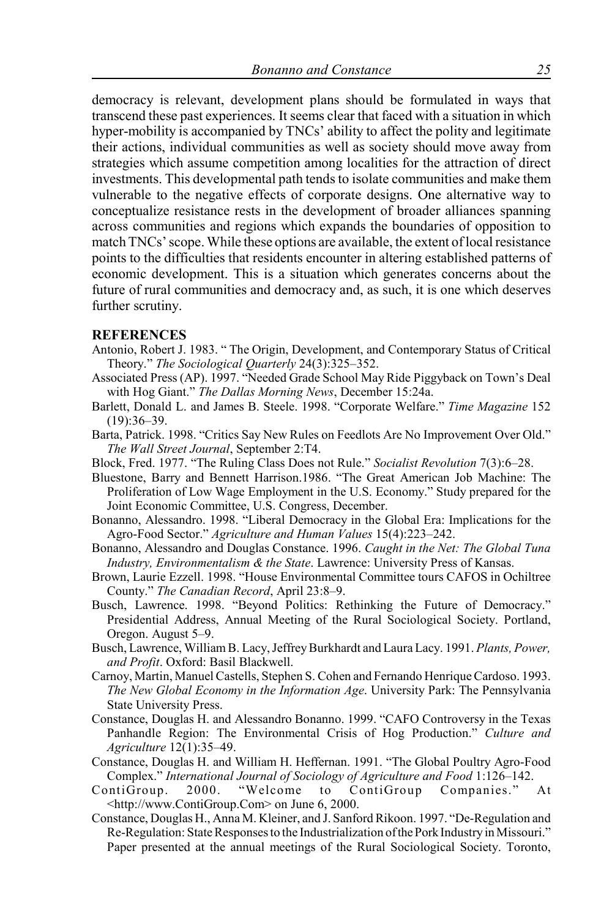democracy is relevant, development plans should be formulated in ways that transcend these past experiences. It seems clear that faced with a situation in which hyper-mobility is accompanied by TNCs' ability to affect the polity and legitimate their actions, individual communities as well as society should move away from strategies which assume competition among localities for the attraction of direct investments. This developmental path tends to isolate communities and make them vulnerable to the negative effects of corporate designs. One alternative way to conceptualize resistance rests in the development of broader alliances spanning across communities and regions which expands the boundaries of opposition to match TNCs' scope. While these options are available, the extent of local resistance points to the difficulties that residents encounter in altering established patterns of economic development. This is a situation which generates concerns about the future of rural communities and democracy and, as such, it is one which deserves further scrutiny.

## REFERENCES

Antonio, Robert J. 1983. " The Origin, Development, and Contemporary Status of Critical Theory." *The Sociological Quarterly* 24(3):325–352.

Associated Press (AP). 1997. "Needed Grade School May Ride Piggyback on Town's Deal with Hog Giant." *The Dallas Morning News*, December 15:24a.

Barlett, Donald L. and James B. Steele. 1998. "Corporate Welfare." *Time Magazine* 152 (19):36–39.

Barta, Patrick. 1998. "Critics Say New Rules on Feedlots Are No Improvement Over Old." *The Wall Street Journal*, September 2:T4.

Block, Fred. 1977. "The Ruling Class Does not Rule." *Socialist Revolution* 7(3):6–28.

Bluestone, Barry and Bennett Harrison.1986. "The Great American Job Machine: The Proliferation of Low Wage Employment in the U.S. Economy." Study prepared for the Joint Economic Committee, U.S. Congress, December.

Bonanno, Alessandro. 1998. "Liberal Democracy in the Global Era: Implications for the Agro-Food Sector." *Agriculture and Human Values* 15(4):223–242.

Bonanno, Alessandro and Douglas Constance. 1996. *Caught in the Net: The Global Tuna Industry, Environmentalism & the State*. Lawrence: University Press of Kansas.

Brown, Laurie Ezzell. 1998. "House Environmental Committee tours CAFOS in Ochiltree County." *The Canadian Record*, April 23:8–9.

Busch, Lawrence. 1998. "Beyond Politics: Rethinking the Future of Democracy." Presidential Address, Annual Meeting of the Rural Sociological Society. Portland, Oregon. August 5–9.

Busch, Lawrence, William B. Lacy, Jeffrey Burkhardt and Laura Lacy. 1991. *Plants, Power, and Profit*. Oxford: Basil Blackwell.

Carnoy, Martin, Manuel Castells, Stephen S. Cohen and Fernando Henrique Cardoso. 1993. *The New Global Economy in the Information Age*. University Park: The Pennsylvania State University Press.

Constance, Douglas H. and Alessandro Bonanno. 1999. "CAFO Controversy in the Texas Panhandle Region: The Environmental Crisis of Hog Production." *Culture and Agriculture* 12(1):35–49.

Constance, Douglas H. and William H. Heffernan. 1991. "The Global Poultry Agro-Food Complex." *International Journal of Sociology of Agriculture and Food* 1:126–142.

ContiGroup. 2000. "Welcome to ContiGroup Companies." At <http://www.ContiGroup.Com> on June 6, 2000.

Constance, Douglas H., Anna M. Kleiner, and J. Sanford Rikoon. 1997. "De-Regulation and Re-Regulation: State Responses to the Industrialization of the Pork Industry in Missouri." Paper presented at the annual meetings of the Rural Sociological Society. Toronto,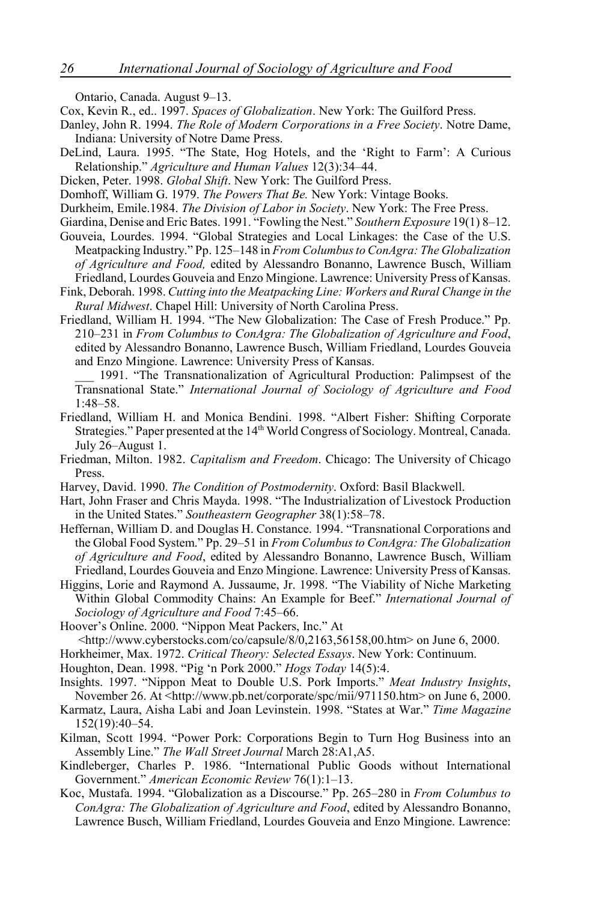Ontario, Canada. August 9–13.

Cox, Kevin R., ed.. 1997. *Spaces of Globalization*. New York: The Guilford Press.

Danley, John R. 1994. *The Role of Modern Corporations in a Free Society*. Notre Dame, Indiana: University of Notre Dame Press.

DeLind, Laura. 1995. "The State, Hog Hotels, and the 'Right to Farm': A Curious Relationship." *Agriculture and Human Values* 12(3):34–44.

Dicken, Peter. 1998. *Global Shift*. New York: The Guilford Press.

Domhoff, William G. 1979. *The Powers That Be.* New York: Vintage Books.

Durkheim, Emile.1984. *The Division of Labor in Society*. New York: The Free Press.

Giardina, Denise and Eric Bates. 1991. "Fowling the Nest." *Southern Exposure* 19(1) 8–12.

Gouveia, Lourdes. 1994. "Global Strategies and Local Linkages: the Case of the U.S. Meatpacking Industry." Pp. 125–148 in *From Columbus to ConAgra: The Globalization of Agriculture and Food,* edited by Alessandro Bonanno, Lawrence Busch, William Friedland, Lourdes Gouveia and Enzo Mingione. Lawrence: University Press of Kansas.

Fink, Deborah. 1998. *Cutting into the Meatpacking Line: Workers and Rural Change in the Rural Midwest*. Chapel Hill: University of North Carolina Press.

Friedland, William H. 1994. "The New Globalization: The Case of Fresh Produce." Pp. 210–231 in *From Columbus to ConAgra: The Globalization of Agriculture and Food*, edited by Alessandro Bonanno, Lawrence Busch, William Friedland, Lourdes Gouveia and Enzo Mingione. Lawrence: University Press of Kansas.

\_\_\_ 1991. "The Transnationalization of Agricultural Production: Palimpsest of the Transnational State." *International Journal of Sociology of Agriculture and Food* 1:48–58.

Friedland, William H. and Monica Bendini. 1998. "Albert Fisher: Shifting Corporate Strategies." Paper presented at the 14th World Congress of Sociology. Montreal, Canada. July 26–August 1.

Friedman, Milton. 1982. *Capitalism and Freedom*. Chicago: The University of Chicago Press.

Harvey, David. 1990. *The Condition of Postmodernity*. Oxford: Basil Blackwell.

Hart, John Fraser and Chris Mayda. 1998. "The Industrialization of Livestock Production in the United States." *Southeastern Geographer* 38(1):58–78.

Heffernan, William D. and Douglas H. Constance. 1994. "Transnational Corporations and the Global Food System." Pp. 29–51 in *From Columbus to ConAgra: The Globalization of Agriculture and Food*, edited by Alessandro Bonanno, Lawrence Busch, William Friedland, Lourdes Gouveia and Enzo Mingione. Lawrence: University Press of Kansas.

Higgins, Lorie and Raymond A. Jussaume, Jr. 1998. "The Viability of Niche Marketing Within Global Commodity Chains: An Example for Beef." *International Journal of Sociology of Agriculture and Food* 7:45–66.

Hoover's Online. 2000. "Nippon Meat Packers, Inc." At <http://www.cyberstocks.com/co/capsule/8/0,2163,56158,00.htm> on June 6, 2000.

Horkheimer, Max. 1972. *Critical Theory: Selected Essays*. New York: Continuum.

Houghton, Dean. 1998. "Pig 'n Pork 2000." *Hogs Today* 14(5):4.

Insights. 1997. "Nippon Meat to Double U.S. Pork Imports." *Meat Industry Insights*, November 26. At <http://www.pb.net/corporate/spc/mii/971150.htm> on June 6, 2000.

Karmatz, Laura, Aisha Labi and Joan Levinstein. 1998. "States at War." *Time Magazine* 152(19):40–54.

Kilman, Scott 1994. "Power Pork: Corporations Begin to Turn Hog Business into an Assembly Line." *The Wall Street Journal* March 28:A1,A5.

Kindleberger, Charles P. 1986. "International Public Goods without International Government." *American Economic Review* 76(1):1–13.

Koc, Mustafa. 1994. "Globalization as a Discourse." Pp. 265–280 in *From Columbus to ConAgra: The Globalization of Agriculture and Food*, edited by Alessandro Bonanno, Lawrence Busch, William Friedland, Lourdes Gouveia and Enzo Mingione. Lawrence: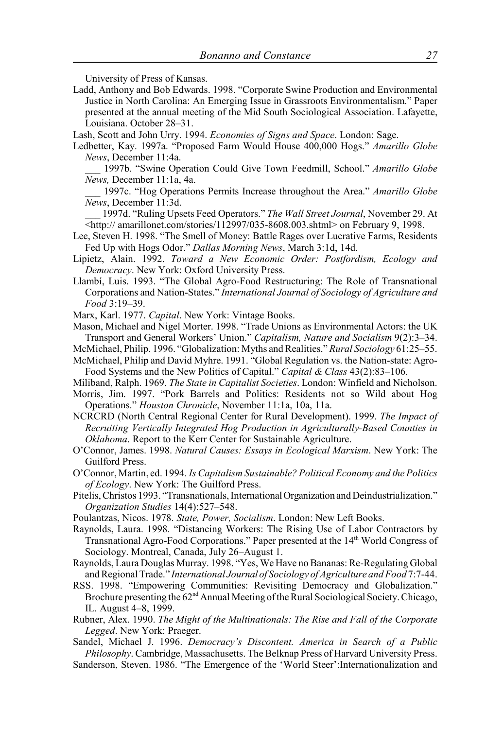University of Press of Kansas.

Ladd, Anthony and Bob Edwards. 1998. "Corporate Swine Production and Environmental Justice in North Carolina: An Emerging Issue in Grassroots Environmentalism." Paper presented at the annual meeting of the Mid South Sociological Association. Lafayette, Louisiana. October 28–31.

Lash, Scott and John Urry. 1994. *Economies of Signs and Space*. London: Sage.

Ledbetter, Kay. 1997a. "Proposed Farm Would House 400,000 Hogs." *Amarillo Globe News*, December 11:4a.

___ 1997b. "Swine Operation Could Give Town Feedmill, School." *Amarillo Globe News,* December 11:1a, 4a.

___ 1997c. "Hog Operations Permits Increase throughout the Area." *Amarillo Globe News*, December 11:3d.

___ 1997d. "Ruling Upsets Feed Operators." *The Wall Street Journal*, November 29. At <http:// amarillonet.com/stories/112997/035-8608.003.shtml> on February 9, 1998.

Lee, Steven H. 1998. "The Smell of Money: Battle Rages over Lucrative Farms, Residents Fed Up with Hogs Odor." *Dallas Morning News*, March 3:1d, 14d.

Lipietz, Alain. 1992. *Toward a New Economic Order: Postfordism, Ecology and Democracy*. New York: Oxford University Press.

Llambí, Luis. 1993. "The Global Agro-Food Restructuring: The Role of Transnational Corporations and Nation-States." *International Journal of Sociology of Agriculture and Food* 3:19–39.

Marx, Karl. 1977. *Capital*. New York: Vintage Books.

Mason, Michael and Nigel Morter. 1998. "Trade Unions as Environmental Actors: the UK Transport and General Workers' Union." *Capitalism, Nature and Socialism* 9(2):3–34.

McMichael, Philip. 1996. "Globalization: Myths and Realities." *Rural Sociology* 61:25–55.

McMichael, Philip and David Myhre. 1991. "Global Regulation vs. the Nation-state: Agro-Food Systems and the New Politics of Capital." *Capital & Class* 43(2):83–106.

Miliband, Ralph. 1969. *The State in Capitalist Societies*. London: Winfield and Nicholson.

Morris, Jim. 1997. "Pork Barrels and Politics: Residents not so Wild about Hog Operations." *Houston Chronicle*, November 11:1a, 10a, 11a.

NCRCRD (North Central Regional Center for Rural Development). 1999. *The Impact of Recruiting Vertically Integrated Hog Production in Agriculturally-Based Counties in Oklahoma*. Report to the Kerr Center for Sustainable Agriculture.

O'Connor, James. 1998. *Natural Causes: Essays in Ecological Marxism*. New York: The Guilford Press.

O'Connor, Martin, ed. 1994. *Is Capitalism Sustainable? Political Economy and the Politics of Ecology*. New York: The Guilford Press.

Pitelis, Christos 1993. "Transnationals, International Organization and Deindustrialization." *Organization Studies* 14(4):527–548.

Poulantzas, Nicos. 1978. *State, Power, Socialism*. London: New Left Books.

Raynolds, Laura. 1998. "Distancing Workers: The Rising Use of Labor Contractors by Transnational Agro-Food Corporations." Paper presented at the 14th World Congress of Sociology. Montreal, Canada, July 26–August 1.

Raynolds, Laura Douglas Murray. 1998. "Yes, We Have no Bananas: Re-Regulating Global and Regional Trade." *International Journal of Sociology of Agriculture and Food* 7:7-44.

RSS. 1998. "Empowering Communities: Revisiting Democracy and Globalization." Brochure presenting the 62nd Annual Meeting of the Rural Sociological Society. Chicago, IL. August 4–8, 1999.

Rubner, Alex. 1990. *The Might of the Multinationals: The Rise and Fall of the Corporate Legged*. New York: Praeger.

Sandel, Michael J. 1996. *Democracy's Discontent. America in Search of a Public Philosophy*. Cambridge, Massachusetts. The Belknap Press of Harvard University Press.

Sanderson, Steven. 1986. "The Emergence of the 'World Steer':Internationalization and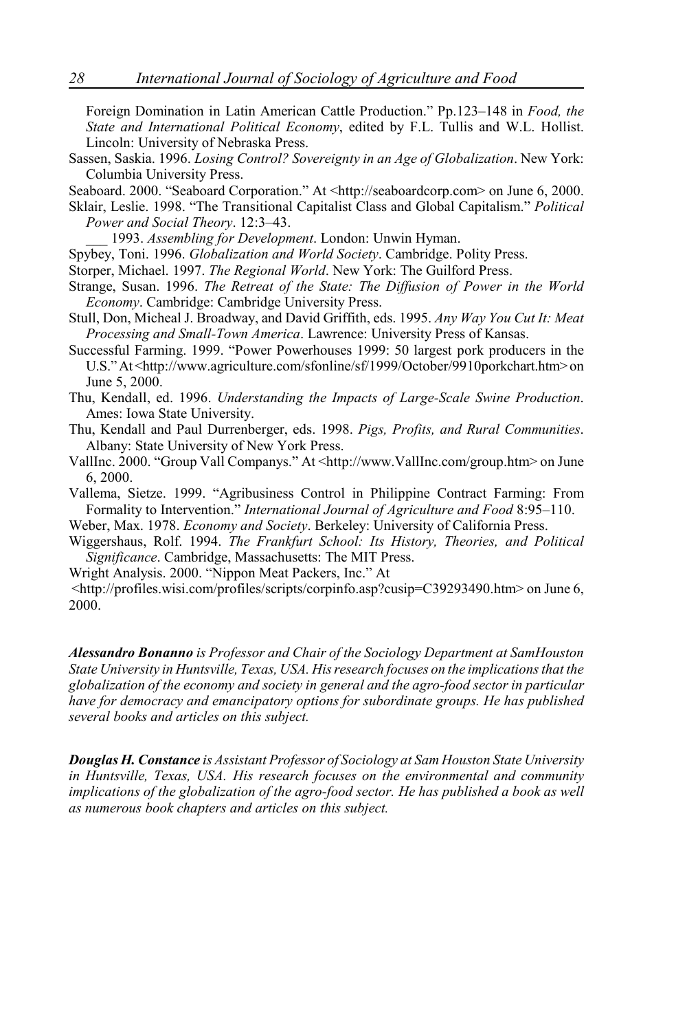Foreign Domination in Latin American Cattle Production." Pp.123–148 in *Food, the State and International Political Economy*, edited by F.L. Tullis and W.L. Hollist. Lincoln: University of Nebraska Press.

Sassen, Saskia. 1996. *Losing Control? Sovereignty in an Age of Globalization*. New York: Columbia University Press.

Seaboard. 2000. "Seaboard Corporation." At <http://seaboardcorp.com> on June 6, 2000.

Sklair, Leslie. 1998. "The Transitional Capitalist Class and Global Capitalism." *Political Power and Social Theory*. 12:3–43.

___ 1993. *Assembling for Development*. London: Unwin Hyman.

Spybey, Toni. 1996. *Globalization and World Society*. Cambridge. Polity Press.

Storper, Michael. 1997. *The Regional World*. New York: The Guilford Press.

Strange, Susan. 1996. *The Retreat of the State: The Diffusion of Power in the World Economy*. Cambridge: Cambridge University Press.

Stull, Don, Micheal J. Broadway, and David Griffith, eds. 1995. *Any Way You Cut It: Meat Processing and Small-Town America*. Lawrence: University Press of Kansas.

Successful Farming. 1999. "Power Powerhouses 1999: 50 largest pork producers in the U.S." At <http://www.agriculture.com/sfonline/sf/1999/October/9910porkchart.htm> on June 5, 2000.

Thu, Kendall, ed. 1996. *Understanding the Impacts of Large-Scale Swine Production*. Ames: Iowa State University.

Thu, Kendall and Paul Durrenberger, eds. 1998. *Pigs, Profits, and Rural Communities*. Albany: State University of New York Press.

VallInc. 2000. "Group Vall Companys." At <http://www.VallInc.com/group.htm> on June 6, 2000.

Vallema, Sietze. 1999. "Agribusiness Control in Philippine Contract Farming: From Formality to Intervention." *International Journal of Agriculture and Food* 8:95–110.

Weber, Max. 1978. *Economy and Society*. Berkeley: University of California Press.

Wiggershaus, Rolf. 1994. *The Frankfurt School: Its History, Theories, and Political Significance*. Cambridge, Massachusetts: The MIT Press.

Wright Analysis. 2000. "Nippon Meat Packers, Inc." At <http://profiles.wisi.com/profiles/scripts/corpinfo.asp?cusip=C39293490.htm> on June 6, 2000.

***Alessandro Bonanno*** *is Professor and Chair of the Sociology Department at SamHouston State University in Huntsville, Texas, USA. His research focuses on the implications that the globalization of the economy and society in general and the agro-food sector in particular have for democracy and emancipatory options for subordinate groups. He has published several books and articles on this subject.*

***Douglas H. Constance*** *is Assistant Professor of Sociology at Sam Houston State University in Huntsville, Texas, USA. His research focuses on the environmental and community implications of the globalization of the agro-food sector. He has published a book as well as numerous book chapters and articles on this subject.*